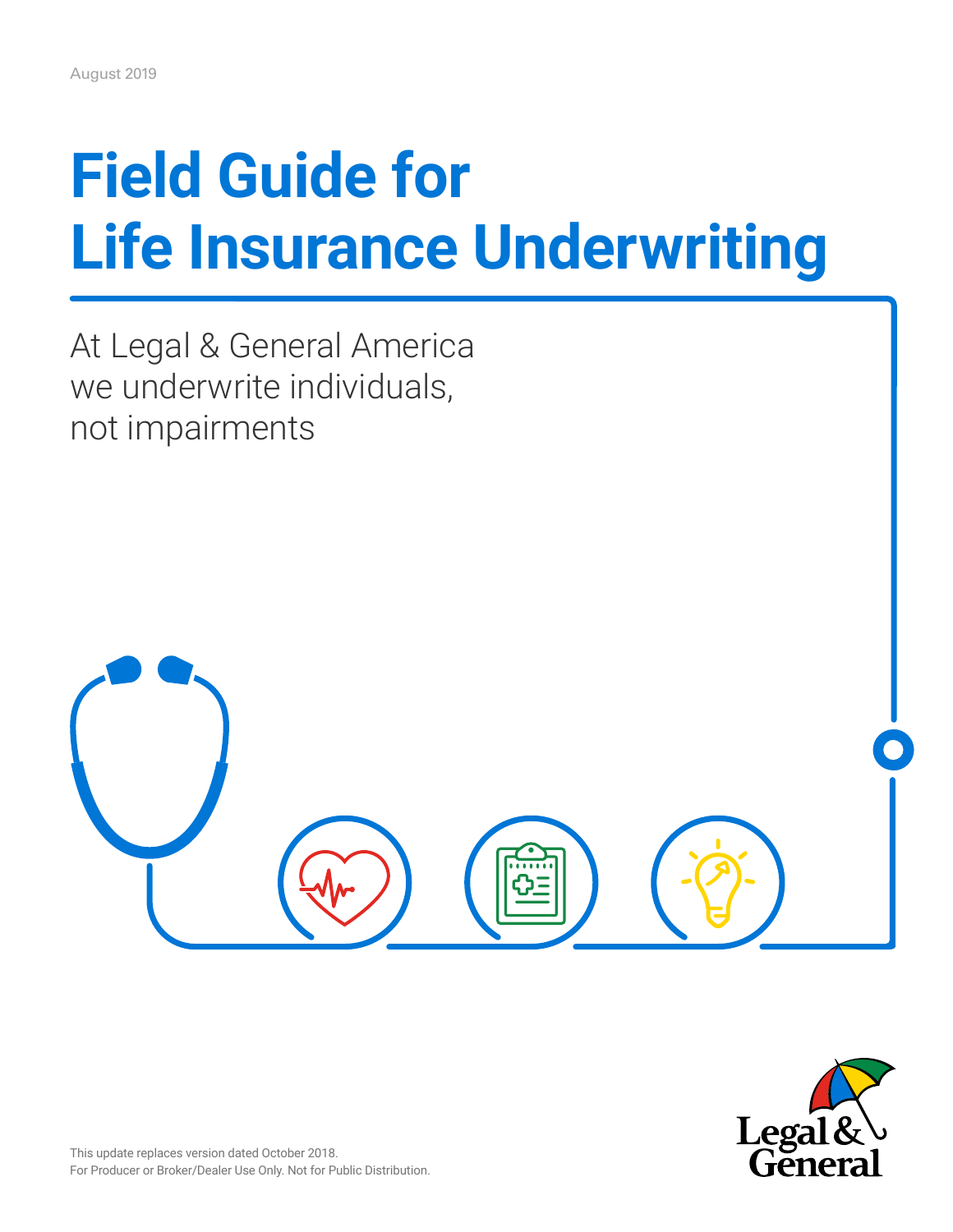August 2019

# Field Guide for Life Insurance Underwriting

At Legal & General America we underwrite individuals, not impairments

This update replaces version dated October 2018.
For Producer or Broker/Dealer Use Only. Not for Public Distribution.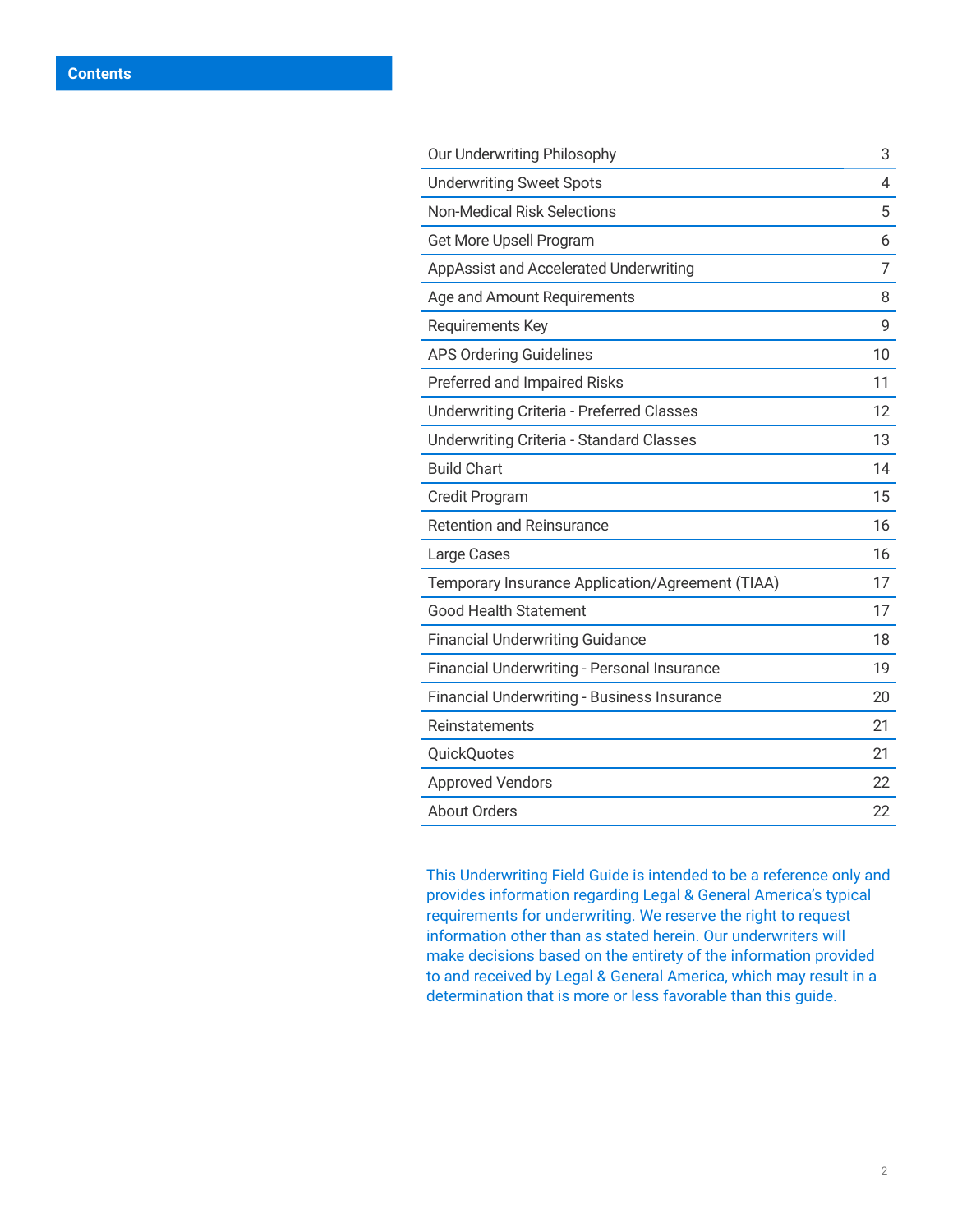# Contents

| | |
|---|---|
| Our Underwriting Philosophy | 3 |
| Underwriting Sweet Spots | 4 |
| Non-Medical Risk Selections | 5 |
| Get More Upsell Program | 6 |
| AppAssist and Accelerated Underwriting | 7 |
| Age and Amount Requirements | 8 |
| Requirements Key | 9 |
| APS Ordering Guidelines | 10 |
| Preferred and Impaired Risks | 11 |
| Underwriting Criteria - Preferred Classes | 12 |
| Underwriting Criteria - Standard Classes | 13 |
| Build Chart | 14 |
| Credit Program | 15 |
| Retention and Reinsurance | 16 |
| Large Cases | 16 |
| Temporary Insurance Application/Agreement (TIAA) | 17 |
| Good Health Statement | 17 |
| Financial Underwriting Guidance | 18 |
| Financial Underwriting - Personal Insurance | 19 |
| Financial Underwriting - Business Insurance | 20 |
| Reinstatements | 21 |
| QuickQuotes | 21 |
| Approved Vendors | 22 |
| About Orders | 22 |

This Underwriting Field Guide is intended to be a reference only and provides information regarding Legal & General America's typical requirements for underwriting. We reserve the right to request information other than as stated herein. Our underwriters will make decisions based on the entirety of the information provided to and received by Legal & General America, which may result in a determination that is more or less favorable than this guide.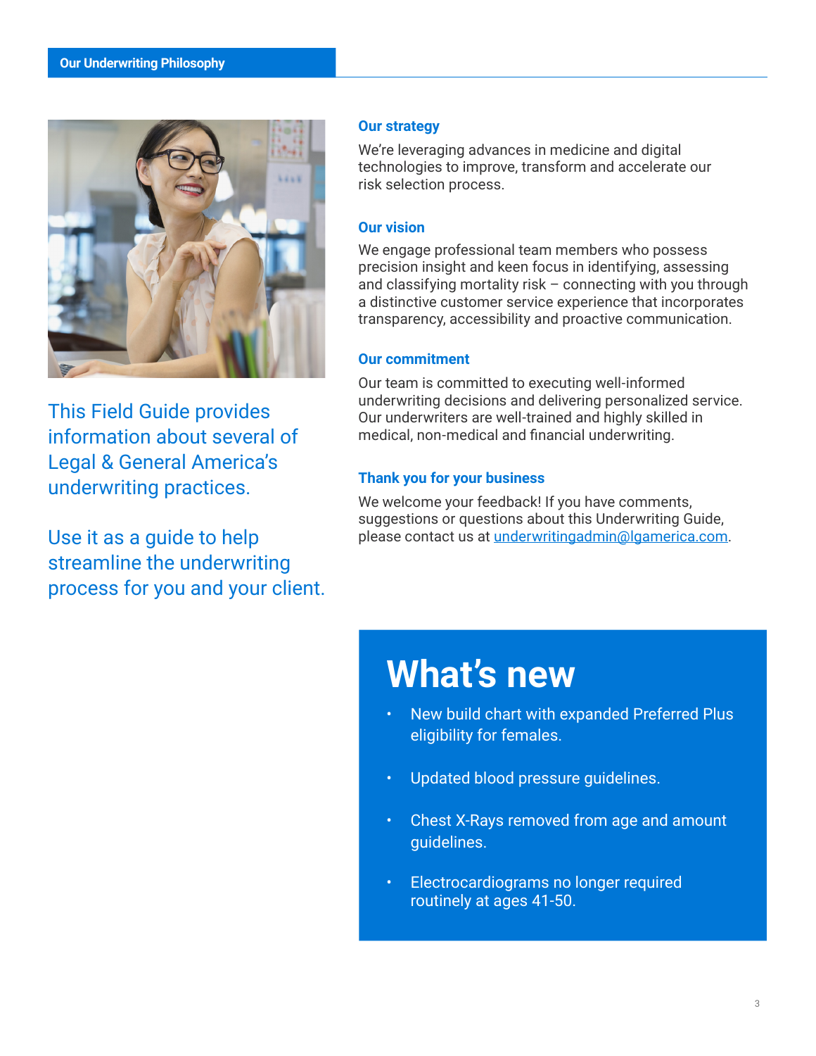# Our Underwriting Philosophy

This Field Guide provides information about several of Legal & General America's underwriting practices.

Use it as a guide to help streamline the underwriting process for you and your client.

## Our strategy

We're leveraging advances in medicine and digital technologies to improve, transform and accelerate our risk selection process.

## Our vision

We engage professional team members who possess precision insight and keen focus in identifying, assessing and classifying mortality risk – connecting with you through a distinctive customer service experience that incorporates transparency, accessibility and proactive communication.

## Our commitment

Our team is committed to executing well-informed underwriting decisions and delivering personalized service. Our underwriters are well-trained and highly skilled in medical, non-medical and financial underwriting.

## Thank you for your business

We welcome your feedback! If you have comments, suggestions or questions about this Underwriting Guide, please contact us at underwritingadmin@lgamerica.com.

## What's new

- New build chart with expanded Preferred Plus eligibility for females.
- Updated blood pressure guidelines.
- Chest X-Rays removed from age and amount guidelines.
- Electrocardiograms no longer required routinely at ages 41-50.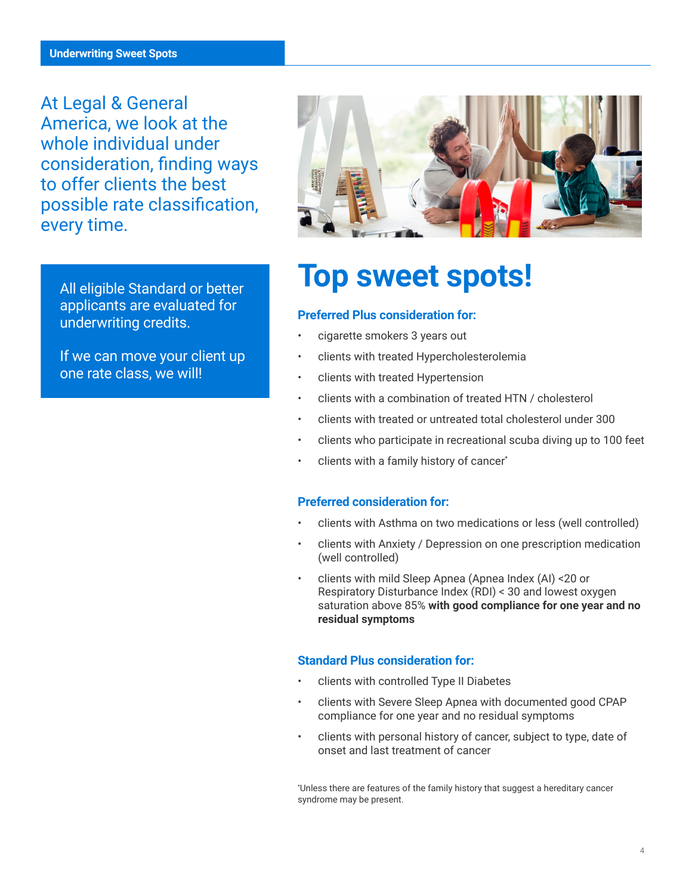At Legal & General America, we look at the whole individual under consideration, finding ways to offer clients the best possible rate classification, every time.

All eligible Standard or better applicants are evaluated for underwriting credits.

If we can move your client up one rate class, we will!

# Top sweet spots!

### Preferred Plus consideration for:

- cigarette smokers 3 years out
- clients with treated Hypercholesterolemia
- clients with treated Hypertension
- clients with a combination of treated HTN / cholesterol
- clients with treated or untreated total cholesterol under 300
- clients who participate in recreational scuba diving up to 100 feet
- clients with a family history of cancer*

### Preferred consideration for:

- clients with Asthma on two medications or less (well controlled)
- clients with Anxiety / Depression on one prescription medication (well controlled)
- clients with mild Sleep Apnea (Apnea Index (AI) <20 or Respiratory Disturbance Index (RDI) < 30 and lowest oxygen saturation above 85% **with good compliance for one year and no residual symptoms**

### Standard Plus consideration for:

- clients with controlled Type II Diabetes
- clients with Severe Sleep Apnea with documented good CPAP compliance for one year and no residual symptoms
- clients with personal history of cancer, subject to type, date of onset and last treatment of cancer

*Unless there are features of the family history that suggest a hereditary cancer syndrome may be present.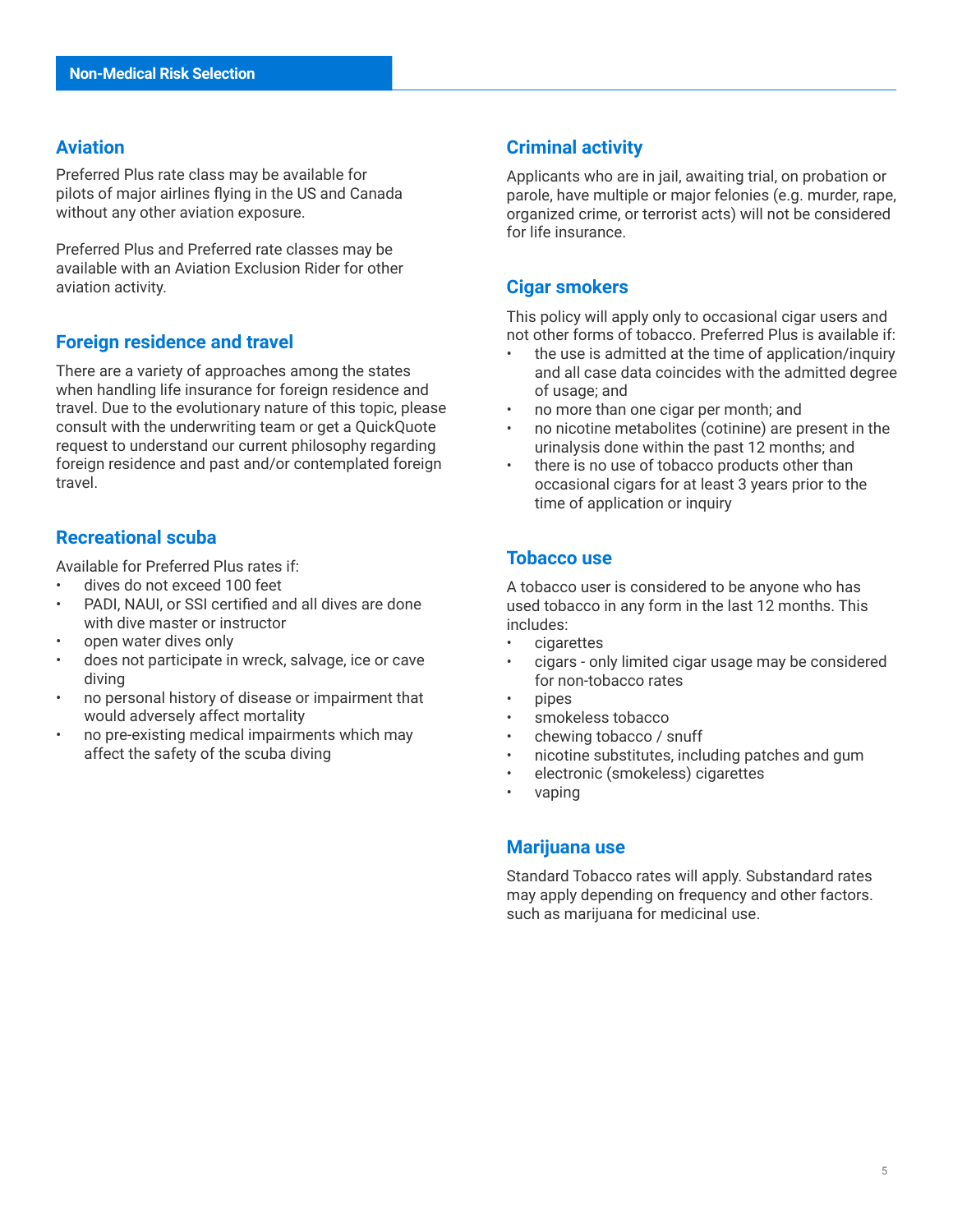## Non-Medical Risk Selection

### Aviation

Preferred Plus rate class may be available for pilots of major airlines flying in the US and Canada without any other aviation exposure.

Preferred Plus and Preferred rate classes may be available with an Aviation Exclusion Rider for other aviation activity.

### Foreign residence and travel

There are a variety of approaches among the states when handling life insurance for foreign residence and travel. Due to the evolutionary nature of this topic, please consult with the underwriting team or get a QuickQuote request to understand our current philosophy regarding foreign residence and past and/or contemplated foreign travel.

### Recreational scuba

Available for Preferred Plus rates if:

- dives do not exceed 100 feet
- PADI, NAUI, or SSI certified and all dives are done with dive master or instructor
- open water dives only
- does not participate in wreck, salvage, ice or cave diving
- no personal history of disease or impairment that would adversely affect mortality
- no pre-existing medical impairments which may affect the safety of the scuba diving

### Criminal activity

Applicants who are in jail, awaiting trial, on probation or parole, have multiple or major felonies (e.g. murder, rape, organized crime, or terrorist acts) will not be considered for life insurance.

### Cigar smokers

This policy will apply only to occasional cigar users and not other forms of tobacco. Preferred Plus is available if:

- the use is admitted at the time of application/inquiry and all case data coincides with the admitted degree of usage; and
- no more than one cigar per month; and
- no nicotine metabolites (cotinine) are present in the urinalysis done within the past 12 months; and
- there is no use of tobacco products other than occasional cigars for at least 3 years prior to the time of application or inquiry

### Tobacco use

A tobacco user is considered to be anyone who has used tobacco in any form in the last 12 months. This includes:

- cigarettes
- cigars - only limited cigar usage may be considered for non-tobacco rates
- pipes
- smokeless tobacco
- chewing tobacco / snuff
- nicotine substitutes, including patches and gum
- electronic (smokeless) cigarettes
- vaping

### Marijuana use

Standard Tobacco rates will apply. Substandard rates may apply depending on frequency and other factors. such as marijuana for medicinal use.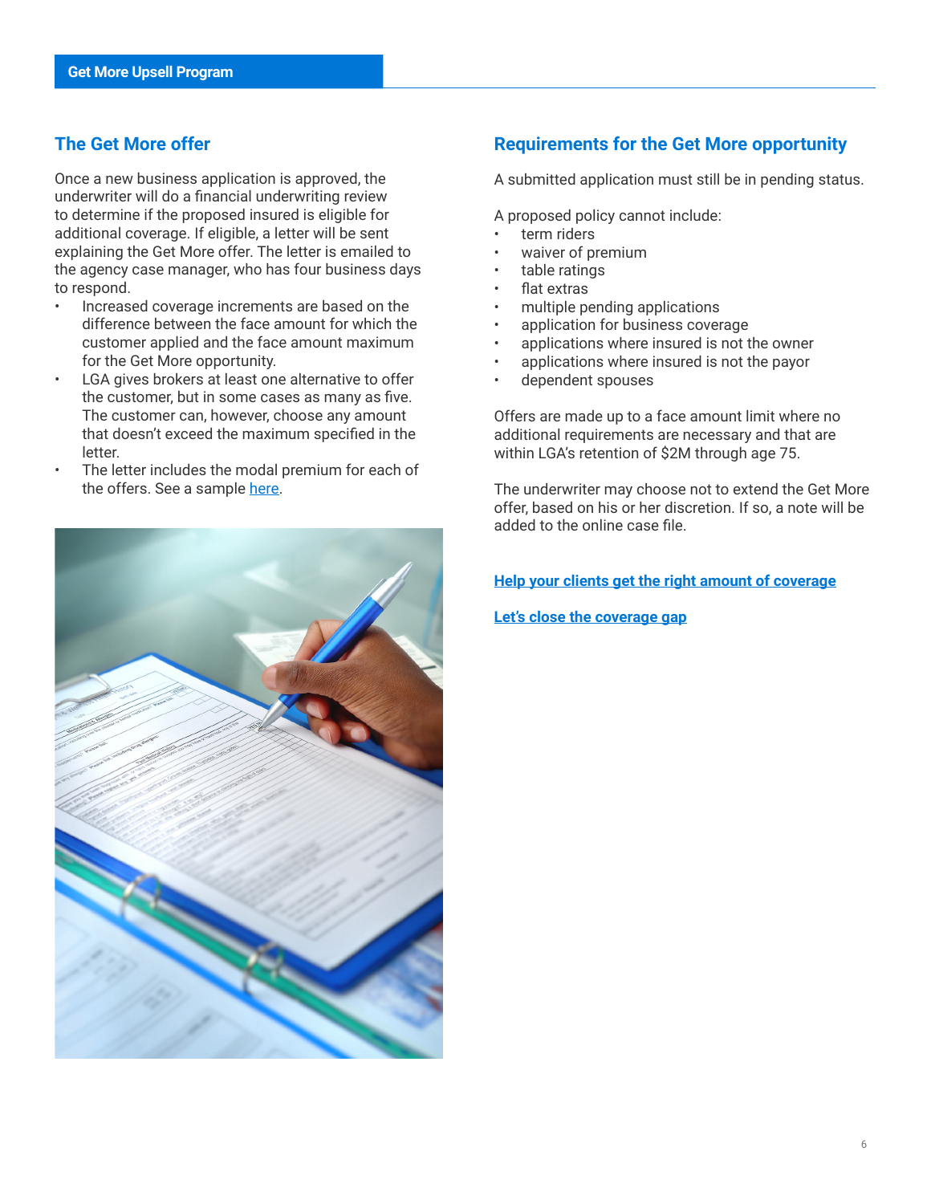## The Get More offer

Once a new business application is approved, the underwriter will do a financial underwriting review to determine if the proposed insured is eligible for additional coverage. If eligible, a letter will be sent explaining the Get More offer. The letter is emailed to the agency case manager, who has four business days to respond.

- Increased coverage increments are based on the difference between the face amount for which the customer applied and the face amount maximum for the Get More opportunity.
- LGA gives brokers at least one alternative to offer the customer, but in some cases as many as five. The customer can, however, choose any amount that doesn't exceed the maximum specified in the letter.
- The letter includes the modal premium for each of the offers. See a sample here.

## Requirements for the Get More opportunity

A submitted application must still be in pending status.

A proposed policy cannot include:

- term riders
- waiver of premium
- table ratings
- flat extras
- multiple pending applications
- application for business coverage
- applications where insured is not the owner
- applications where insured is not the payor
- dependent spouses

Offers are made up to a face amount limit where no additional requirements are necessary and that are within LGA's retention of $2M through age 75.

The underwriter may choose not to extend the Get More offer, based on his or her discretion. If so, a note will be added to the online case file.

**Help your clients get the right amount of coverage**

**Let's close the coverage gap**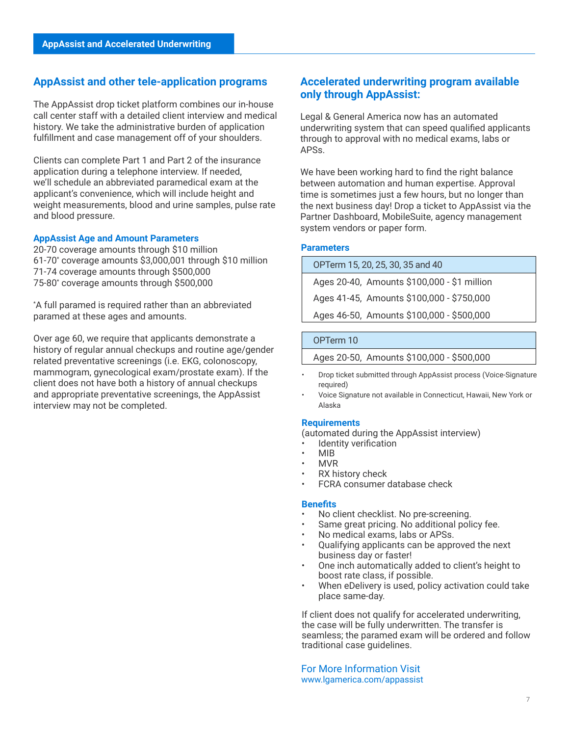## AppAssist and Accelerated Underwriting

### AppAssist and other tele-application programs

The AppAssist drop ticket platform combines our in-house call center staff with a detailed client interview and medical history. We take the administrative burden of application fulfillment and case management off of your shoulders.

Clients can complete Part 1 and Part 2 of the insurance application during a telephone interview. If needed, we'll schedule an abbreviated paramedical exam at the applicant's convenience, which will include height and weight measurements, blood and urine samples, pulse rate and blood pressure.

**AppAssist Age and Amount Parameters**

20-70 coverage amounts through $10 million
61-70* coverage amounts $3,000,001 through $10 million
71-74 coverage amounts through $500,000
75-80* coverage amounts through $500,000

*A full paramed is required rather than an abbreviated paramed at these ages and amounts.

Over age 60, we require that applicants demonstrate a history of regular annual checkups and routine age/gender related preventative screenings (i.e. EKG, colonoscopy, mammogram, gynecological exam/prostate exam). If the client does not have both a history of annual checkups and appropriate preventative screenings, the AppAssist interview may not be completed.

### Accelerated underwriting program available only through AppAssist:

Legal & General America now has an automated underwriting system that can speed qualified applicants through to approval with no medical exams, labs or APSs.

We have been working hard to find the right balance between automation and human expertise. Approval time is sometimes just a few hours, but no longer than the next business day! Drop a ticket to AppAssist via the Partner Dashboard, MobileSuite, agency management system vendors or paper form.

**Parameters**

| OPTerm 15, 20, 25, 30, 35 and 40 |
|---|
| Ages 20-40, Amounts $100,000 - $1 million |
| Ages 41-45, Amounts $100,000 - $750,000 |
| Ages 46-50, Amounts $100,000 - $500,000 |

| OPTerm 10 |
|---|
| Ages 20-50, Amounts $100,000 - $500,000 |

- Drop ticket submitted through AppAssist process (Voice-Signature required)
- Voice Signature not available in Connecticut, Hawaii, New York or Alaska

**Requirements**

(automated during the AppAssist interview)

- Identity verification
- MIB
- MVR
- RX history check
- FCRA consumer database check

**Benefits**

- No client checklist. No pre-screening.
- Same great pricing. No additional policy fee.
- No medical exams, labs or APSs.
- Qualifying applicants can be approved the next business day or faster!
- One inch automatically added to client's height to boost rate class, if possible.
- When eDelivery is used, policy activation could take place same-day.

If client does not qualify for accelerated underwriting, the case will be fully underwritten. The transfer is seamless; the paramed exam will be ordered and follow traditional case guidelines.

For More Information Visit
www.lgamerica.com/appassist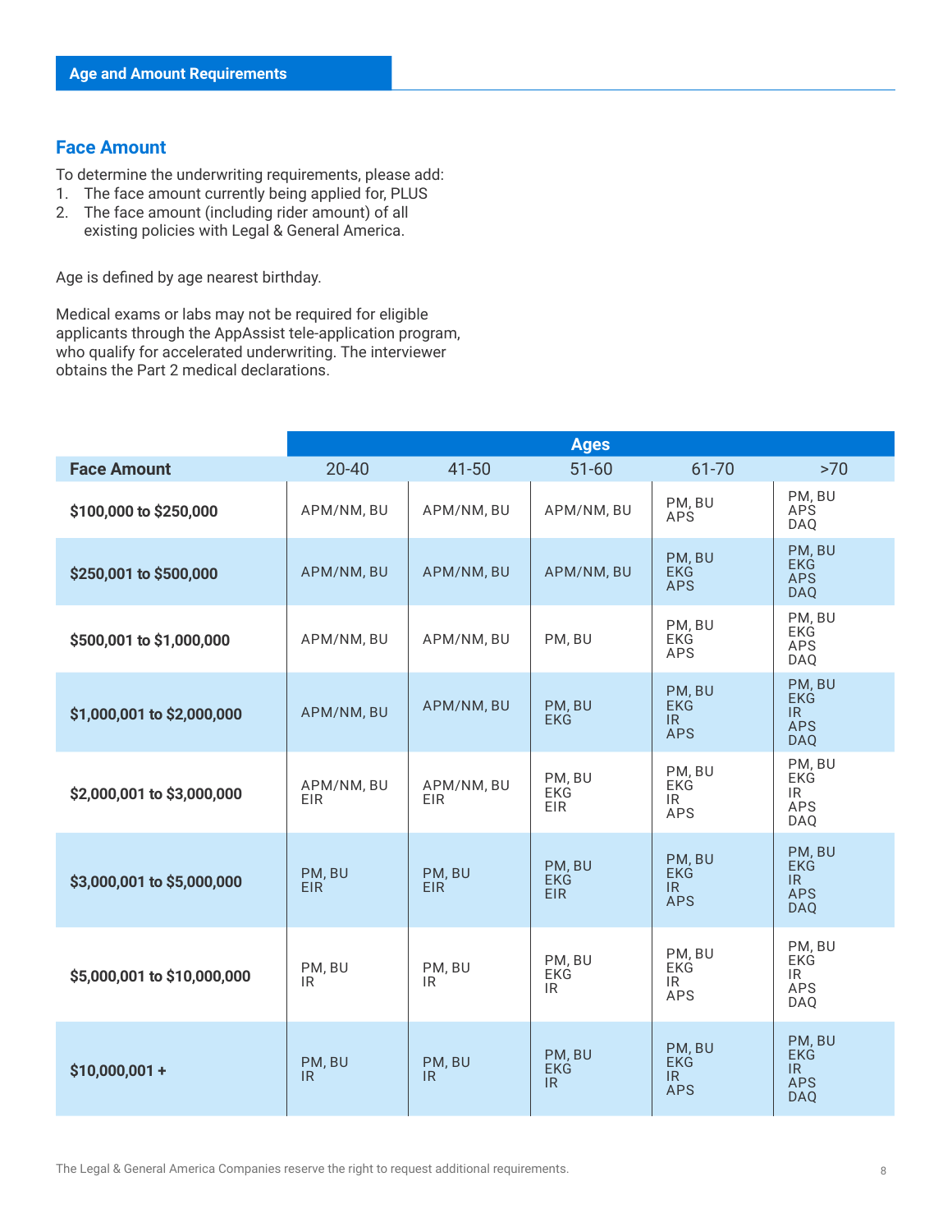## Age and Amount Requirements

### Face Amount

To determine the underwriting requirements, please add:

1. The face amount currently being applied for, PLUS
2. The face amount (including rider amount) of all existing policies with Legal & General America.

Age is defined by age nearest birthday.

Medical exams or labs may not be required for eligible applicants through the AppAssist tele-application program, who qualify for accelerated underwriting. The interviewer obtains the Part 2 medical declarations.

| | Ages | | | | |
|---|---|---|---|---|---|
| **Face Amount** | 20-40 | 41-50 | 51-60 | 61-70 | >70 |
| **$100,000 to $250,000** | APM/NM, BU | APM/NM, BU | APM/NM, BU | PM, BU<br>APS | PM, BU<br>APS<br>DAQ |
| **$250,001 to $500,000** | APM/NM, BU | APM/NM, BU | APM/NM, BU | PM, BU<br>EKG<br>APS | PM, BU<br>EKG<br>APS<br>DAQ |
| **$500,001 to $1,000,000** | APM/NM, BU | APM/NM, BU | PM, BU | PM, BU<br>EKG<br>APS | PM, BU<br>EKG<br>APS<br>DAQ |
| **$1,000,001 to $2,000,000** | APM/NM, BU | APM/NM, BU | PM, BU<br>EKG | PM, BU<br>EKG<br>IR<br>APS | PM, BU<br>EKG<br>IR<br>APS<br>DAQ |
| **$2,000,001 to $3,000,000** | APM/NM, BU<br>EIR | APM/NM, BU<br>EIR | PM, BU<br>EKG<br>EIR | PM, BU<br>EKG<br>IR<br>APS | PM, BU<br>EKG<br>IR<br>APS<br>DAQ |
| **$3,000,001 to $5,000,000** | PM, BU<br>EIR | PM, BU<br>EIR | PM, BU<br>EKG<br>EIR | PM, BU<br>EKG<br>IR<br>APS | PM, BU<br>EKG<br>IR<br>APS<br>DAQ |
| **$5,000,001 to $10,000,000** | PM, BU<br>IR | PM, BU<br>IR | PM, BU<br>EKG<br>IR | PM, BU<br>EKG<br>IR<br>APS | PM, BU<br>EKG<br>IR<br>APS<br>DAQ |
| **$10,000,001 +** | PM, BU<br>IR | PM, BU<br>IR | PM, BU<br>EKG<br>IR | PM, BU<br>EKG<br>IR<br>APS | PM, BU<br>EKG<br>IR<br>APS<br>DAQ |

The Legal & General America Companies reserve the right to request additional requirements.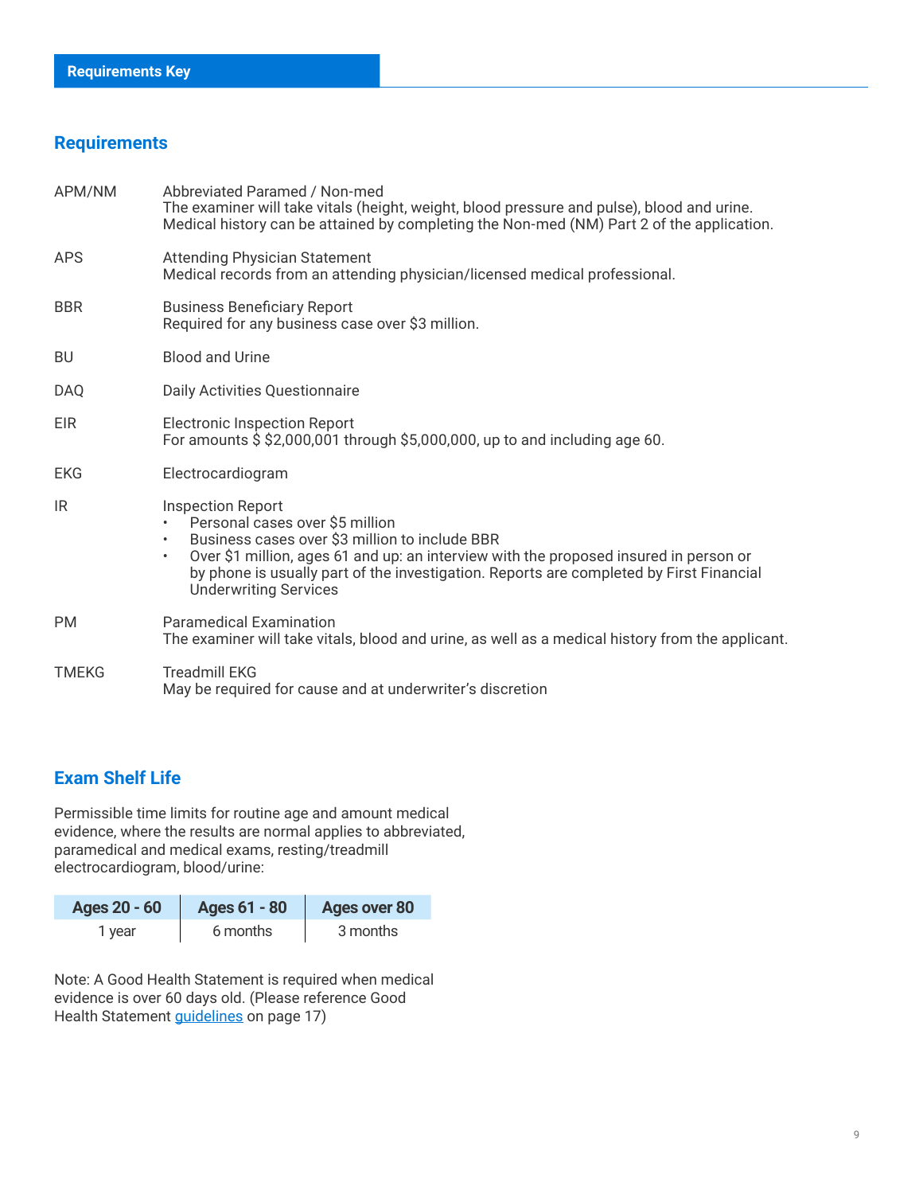## Requirements Key

### Requirements

| | |
|---|---|
| APM/NM | Abbreviated Paramed / Non-med<br>The examiner will take vitals (height, weight, blood pressure and pulse), blood and urine. Medical history can be attained by completing the Non-med (NM) Part 2 of the application. |
| APS | Attending Physician Statement<br>Medical records from an attending physician/licensed medical professional. |
| BBR | Business Beneficiary Report<br>Required for any business case over $3 million. |
| BU | Blood and Urine |
| DAQ | Daily Activities Questionnaire |
| EIR | Electronic Inspection Report<br>For amounts $ $2,000,001 through $5,000,000, up to and including age 60. |
| EKG | Electrocardiogram |
| IR | Inspection Report<br>• Personal cases over $5 million<br>• Business cases over $3 million to include BBR<br>• Over $1 million, ages 61 and up: an interview with the proposed insured in person or by phone is usually part of the investigation. Reports are completed by First Financial Underwriting Services |
| PM | Paramedical Examination<br>The examiner will take vitals, blood and urine, as well as a medical history from the applicant. |
| TMEKG | Treadmill EKG<br>May be required for cause and at underwriter's discretion |

### Exam Shelf Life

Permissible time limits for routine age and amount medical evidence, where the results are normal applies to abbreviated, paramedical and medical exams, resting/treadmill electrocardiogram, blood/urine:

| Ages 20 - 60 | Ages 61 - 80 | Ages over 80 |
|---|---|---|
| 1 year | 6 months | 3 months |

Note: A Good Health Statement is required when medical evidence is over 60 days old. (Please reference Good Health Statement guidelines on page 17)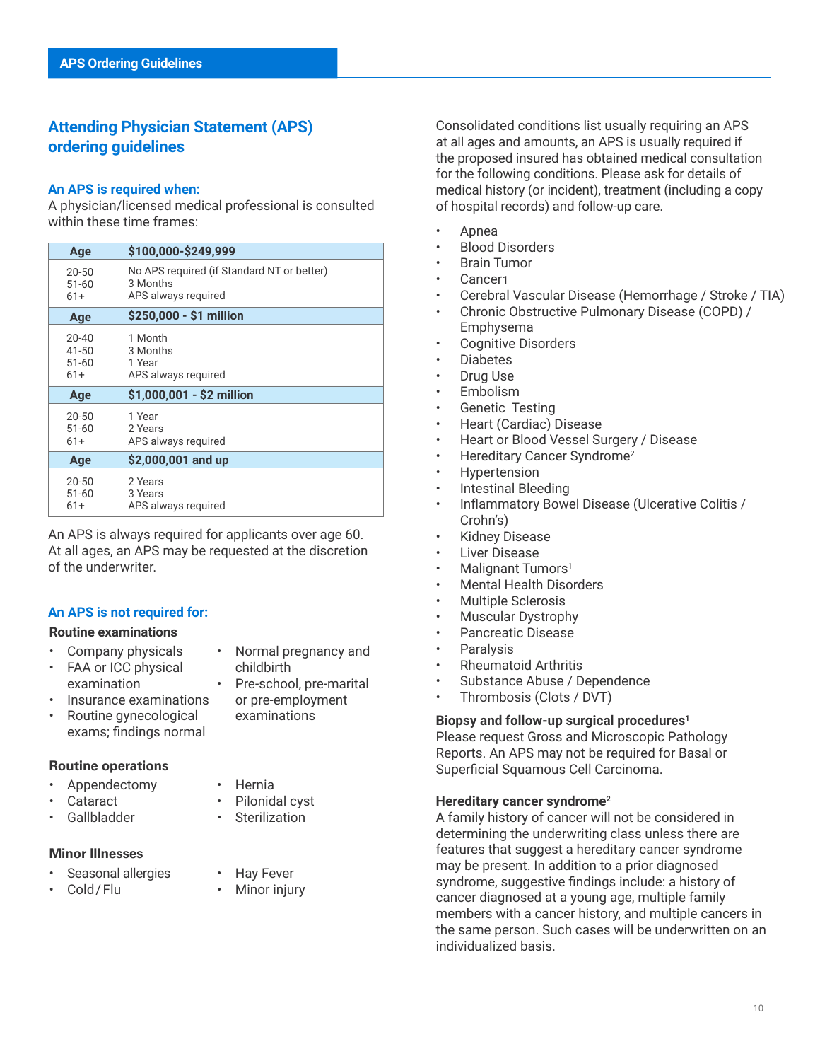## Attending Physician Statement (APS) ordering guidelines

### An APS is required when:

A physician/licensed medical professional is consulted within these time frames:

| Age | $100,000-$249,999 |
|---|---|
| 20-50 | No APS required (if Standard NT or better) |
| 51-60 | 3 Months |
| 61+ | APS always required |
| **Age** | **$250,000 - $1 million** |
| 20-40 | 1 Month |
| 41-50 | 3 Months |
| 51-60 | 1 Year |
| 61+ | APS always required |
| **Age** | **$1,000,001 - $2 million** |
| 20-50 | 1 Year |
| 51-60 | 2 Years |
| 61+ | APS always required |
| **Age** | **$2,000,001 and up** |
| 20-50 | 2 Years |
| 51-60 | 3 Years |
| 61+ | APS always required |

An APS is always required for applicants over age 60. At all ages, an APS may be requested at the discretion of the underwriter.

### An APS is not required for:

**Routine examinations**

- Company physicals
- FAA or ICC physical examination
- Insurance examinations
- Routine gynecological exams; findings normal
- Normal pregnancy and childbirth
- Pre-school, pre-marital or pre-employment examinations

**Routine operations**

- Appendectomy
- Cataract
- Gallbladder
- Hernia
- Pilonidal cyst
- Sterilization

**Minor Illnesses**

- Seasonal allergies
- Cold / Flu
- Hay Fever
- Minor injury

Consolidated conditions list usually requiring an APS at all ages and amounts, an APS is usually required if the proposed insured has obtained medical consultation for the following conditions. Please ask for details of medical history (or incident), treatment (including a copy of hospital records) and follow-up care.

- Apnea
- Blood Disorders
- Brain Tumor
- Cancer[1]
- Cerebral Vascular Disease (Hemorrhage / Stroke / TIA)
- Chronic Obstructive Pulmonary Disease (COPD) / Emphysema
- Cognitive Disorders
- Diabetes
- Drug Use
- Embolism
- Genetic Testing
- Heart (Cardiac) Disease
- Heart or Blood Vessel Surgery / Disease
- Hereditary Cancer Syndrome[2]
- Hypertension
- Intestinal Bleeding
- Inflammatory Bowel Disease (Ulcerative Colitis / Crohn's)
- Kidney Disease
- Liver Disease
- Malignant Tumors[1]
- Mental Health Disorders
- Multiple Sclerosis
- Muscular Dystrophy
- Pancreatic Disease
- Paralysis
- Rheumatoid Arthritis
- Substance Abuse / Dependence
- Thrombosis (Clots / DVT)

**Biopsy and follow-up surgical procedures[1]**
Please request Gross and Microscopic Pathology Reports. An APS may not be required for Basal or Superficial Squamous Cell Carcinoma.

**Hereditary cancer syndrome[2]**
A family history of cancer will not be considered in determining the underwriting class unless there are features that suggest a hereditary cancer syndrome may be present. In addition to a prior diagnosed syndrome, suggestive findings include: a history of cancer diagnosed at a young age, multiple family members with a cancer history, and multiple cancers in the same person. Such cases will be underwritten on an individualized basis.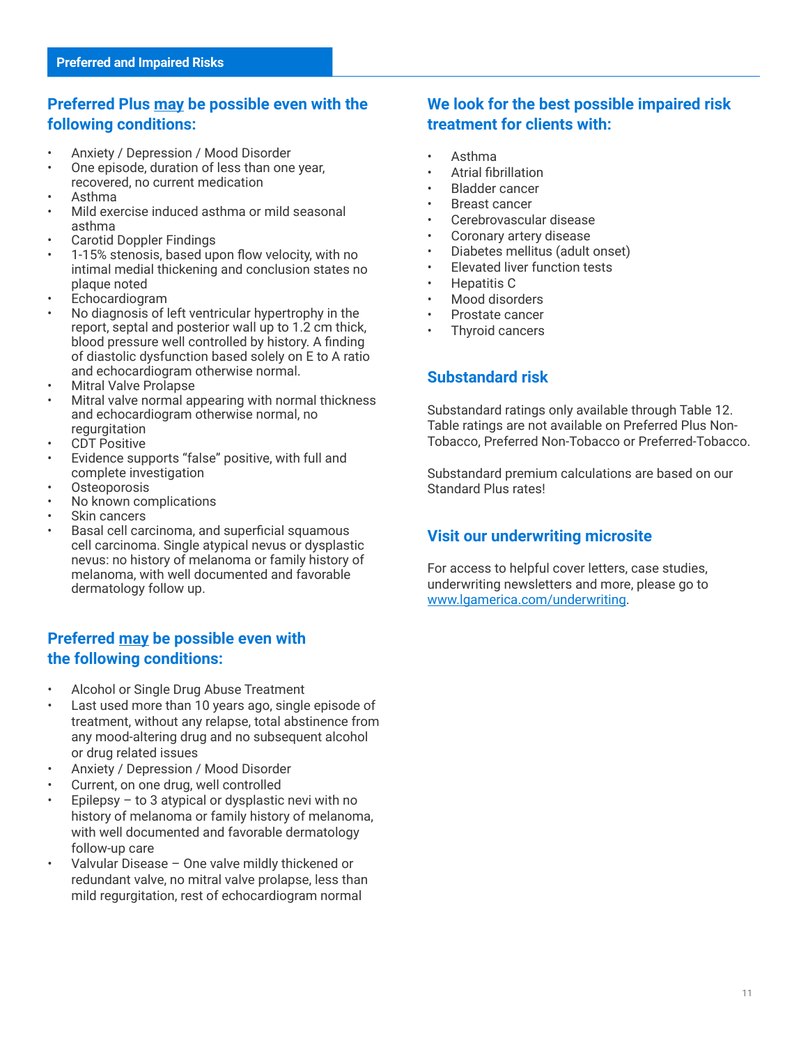## Preferred and Impaired Risks

### Preferred Plus <u>may</u> be possible even with the following conditions:

- Anxiety / Depression / Mood Disorder
- One episode, duration of less than one year, recovered, no current medication
- Asthma
- Mild exercise induced asthma or mild seasonal asthma
- Carotid Doppler Findings
- 1-15% stenosis, based upon flow velocity, with no intimal medial thickening and conclusion states no plaque noted
- Echocardiogram
- No diagnosis of left ventricular hypertrophy in the report, septal and posterior wall up to 1.2 cm thick, blood pressure well controlled by history. A finding of diastolic dysfunction based solely on E to A ratio and echocardiogram otherwise normal.
- Mitral Valve Prolapse
- Mitral valve normal appearing with normal thickness and echocardiogram otherwise normal, no regurgitation
- CDT Positive
- Evidence supports "false" positive, with full and complete investigation
- Osteoporosis
- No known complications
- Skin cancers
- Basal cell carcinoma, and superficial squamous cell carcinoma. Single atypical nevus or dysplastic nevus: no history of melanoma or family history of melanoma, with well documented and favorable dermatology follow up.

### Preferred <u>may</u> be possible even with the following conditions:

- Alcohol or Single Drug Abuse Treatment
- Last used more than 10 years ago, single episode of treatment, without any relapse, total abstinence from any mood-altering drug and no subsequent alcohol or drug related issues
- Anxiety / Depression / Mood Disorder
- Current, on one drug, well controlled
- Epilepsy – to 3 atypical or dysplastic nevi with no history of melanoma or family history of melanoma, with well documented and favorable dermatology follow-up care
- Valvular Disease – One valve mildly thickened or redundant valve, no mitral valve prolapse, less than mild regurgitation, rest of echocardiogram normal

### We look for the best possible impaired risk treatment for clients with:

- Asthma
- Atrial fibrillation
- Bladder cancer
- Breast cancer
- Cerebrovascular disease
- Coronary artery disease
- Diabetes mellitus (adult onset)
- Elevated liver function tests
- Hepatitis C
- Mood disorders
- Prostate cancer
- Thyroid cancers

### Substandard risk

Substandard ratings only available through Table 12. Table ratings are not available on Preferred Plus Non-Tobacco, Preferred Non-Tobacco or Preferred-Tobacco.

Substandard premium calculations are based on our Standard Plus rates!

### Visit our underwriting microsite

For access to helpful cover letters, case studies, underwriting newsletters and more, please go to [www.lgamerica.com/underwriting](www.lgamerica.com/underwriting).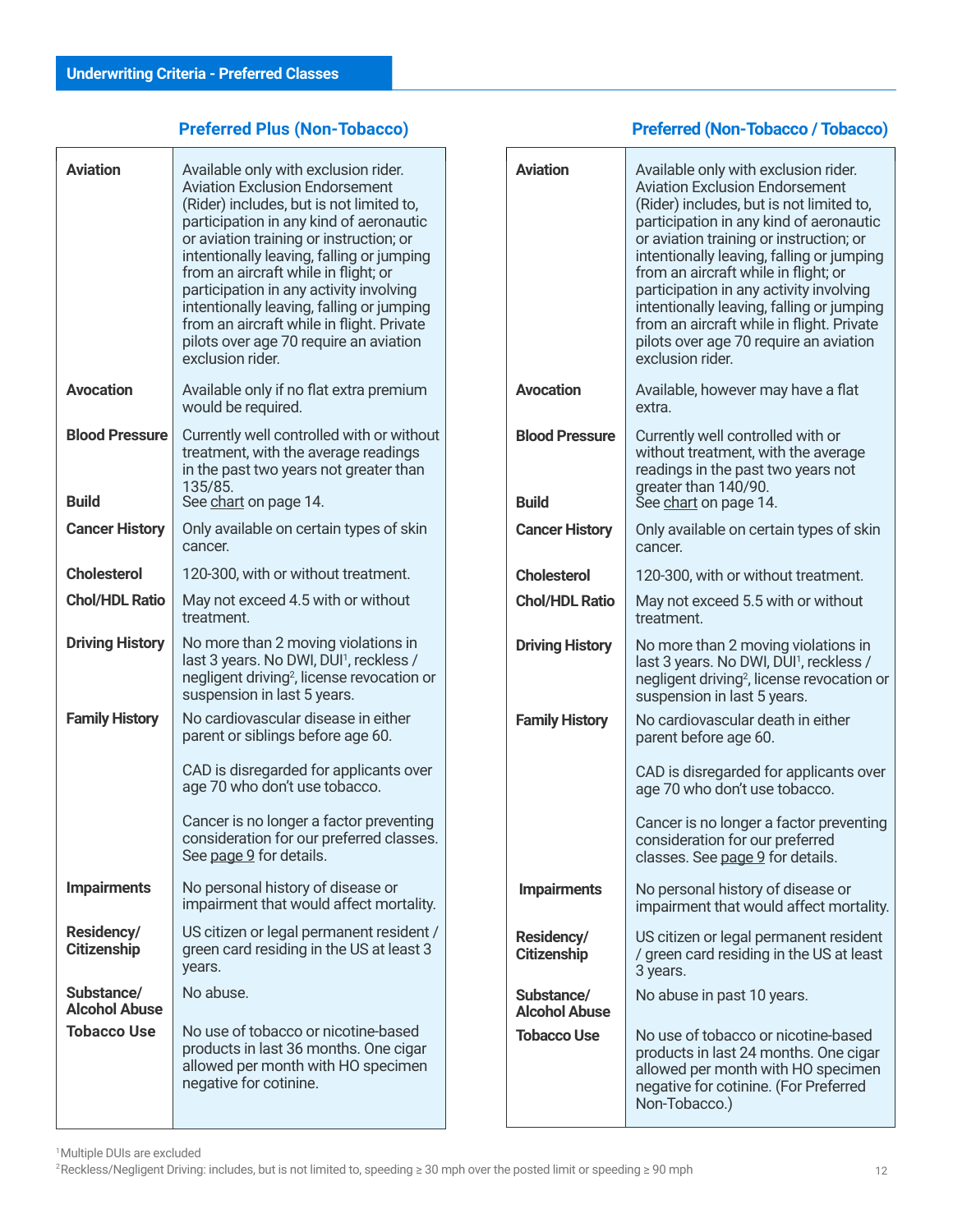## Underwriting Criteria - Preferred Classes

### Preferred Plus (Non-Tobacco)

| | |
|---|---|
| **Aviation** | Available only with exclusion rider. Aviation Exclusion Endorsement (Rider) includes, but is not limited to, participation in any kind of aeronautic or aviation training or instruction; or intentionally leaving, falling or jumping from an aircraft while in flight; or participation in any activity involving intentionally leaving, falling or jumping from an aircraft while in flight. Private pilots over age 70 require an aviation exclusion rider. |
| **Avocation** | Available only if no flat extra premium would be required. |
| **Blood Pressure** | Currently well controlled with or without treatment, with the average readings in the past two years not greater than 135/85. |
| **Build** | See chart on page 14. |
| **Cancer History** | Only available on certain types of skin cancer. |
| **Cholesterol** | 120-300, with or without treatment. |
| **Chol/HDL Ratio** | May not exceed 4.5 with or without treatment. |
| **Driving History** | No more than 2 moving violations in last 3 years. No DWI, DUI[1], reckless / negligent driving[2], license revocation or suspension in last 5 years. |
| **Family History** | No cardiovascular disease in either parent or siblings before age 60.<br><br>CAD is disregarded for applicants over age 70 who don't use tobacco.<br><br>Cancer is no longer a factor preventing consideration for our preferred classes. See page 9 for details. |
| **Impairments** | No personal history of disease or impairment that would affect mortality. |
| **Residency/ Citizenship** | US citizen or legal permanent resident / green card residing in the US at least 3 years. |
| **Substance/ Alcohol Abuse** | No abuse. |
| **Tobacco Use** | No use of tobacco or nicotine-based products in last 36 months. One cigar allowed per month with HO specimen negative for cotinine. |

### Preferred (Non-Tobacco / Tobacco)

| | |
|---|---|
| **Aviation** | Available only with exclusion rider. Aviation Exclusion Endorsement (Rider) includes, but is not limited to, participation in any kind of aeronautic or aviation training or instruction; or intentionally leaving, falling or jumping from an aircraft while in flight; or participation in any activity involving intentionally leaving, falling or jumping from an aircraft while in flight. Private pilots over age 70 require an aviation exclusion rider. |
| **Avocation** | Available, however may have a flat extra. |
| **Blood Pressure** | Currently well controlled with or without treatment, with the average readings in the past two years not greater than 140/90. |
| **Build** | See chart on page 14. |
| **Cancer History** | Only available on certain types of skin cancer. |
| **Cholesterol** | 120-300, with or without treatment. |
| **Chol/HDL Ratio** | May not exceed 5.5 with or without treatment. |
| **Driving History** | No more than 2 moving violations in last 3 years. No DWI, DUI[1], reckless / negligent driving[2], license revocation or suspension in last 5 years. |
| **Family History** | No cardiovascular death in either parent before age 60.<br><br>CAD is disregarded for applicants over age 70 who don't use tobacco.<br><br>Cancer is no longer a factor preventing consideration for our preferred classes. See page 9 for details. |
| **Impairments** | No personal history of disease or impairment that would affect mortality. |
| **Residency/ Citizenship** | US citizen or legal permanent resident / green card residing in the US at least 3 years. |
| **Substance/ Alcohol Abuse** | No abuse in past 10 years. |
| **Tobacco Use** | No use of tobacco or nicotine-based products in last 24 months. One cigar allowed per month with HO specimen negative for cotinine. (For Preferred Non-Tobacco.) |

[1] Multiple DUIs are excluded

[2] Reckless/Negligent Driving: includes, but is not limited to, speeding ≥ 30 mph over the posted limit or speeding ≥ 90 mph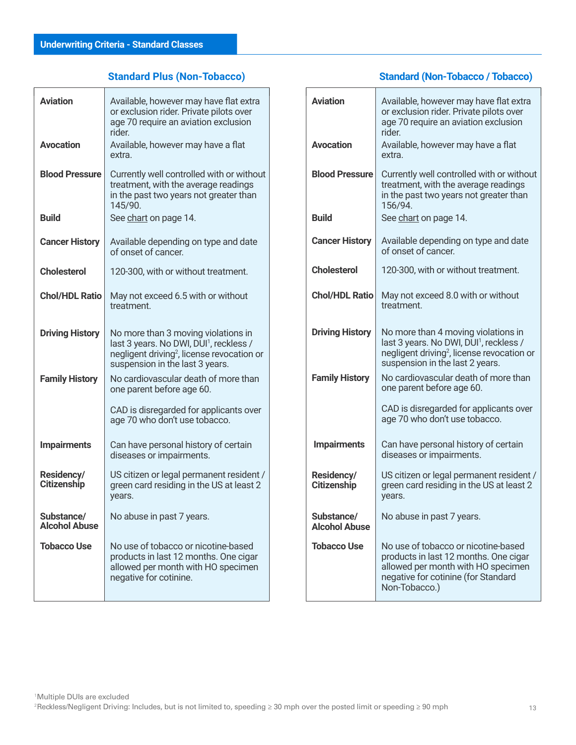## Underwriting Criteria - Standard Classes

### Standard Plus (Non-Tobacco)

| | |
|---|---|
| **Aviation** | Available, however may have flat extra or exclusion rider. Private pilots over age 70 require an aviation exclusion rider. |
| **Avocation** | Available, however may have a flat extra. |
| **Blood Pressure** | Currently well controlled with or without treatment, with the average readings in the past two years not greater than 145/90. |
| **Build** | See chart on page 14. |
| **Cancer History** | Available depending on type and date of onset of cancer. |
| **Cholesterol** | 120-300, with or without treatment. |
| **Chol/HDL Ratio** | May not exceed 6.5 with or without treatment. |
| **Driving History** | No more than 3 moving violations in last 3 years. No DWI, DUI[1], reckless / negligent driving[2], license revocation or suspension in the last 3 years. |
| **Family History** | No cardiovascular death of more than one parent before age 60. CAD is disregarded for applicants over age 70 who don't use tobacco. |
| **Impairments** | Can have personal history of certain diseases or impairments. |
| **Residency/ Citizenship** | US citizen or legal permanent resident / green card residing in the US at least 2 years. |
| **Substance/ Alcohol Abuse** | No abuse in past 7 years. |
| **Tobacco Use** | No use of tobacco or nicotine-based products in last 12 months. One cigar allowed per month with HO specimen negative for cotinine. |

### Standard (Non-Tobacco / Tobacco)

| | |
|---|---|
| **Aviation** | Available, however may have flat extra or exclusion rider. Private pilots over age 70 require an aviation exclusion rider. |
| **Avocation** | Available, however may have a flat extra. |
| **Blood Pressure** | Currently well controlled with or without treatment, with the average readings in the past two years not greater than 156/94. |
| **Build** | See chart on page 14. |
| **Cancer History** | Available depending on type and date of onset of cancer. |
| **Cholesterol** | 120-300, with or without treatment. |
| **Chol/HDL Ratio** | May not exceed 8.0 with or without treatment. |
| **Driving History** | No more than 4 moving violations in last 3 years. No DWI, DUI[1], reckless / negligent driving[2], license revocation or suspension in the last 2 years. |
| **Family History** | No cardiovascular death of more than one parent before age 60. CAD is disregarded for applicants over age 70 who don't use tobacco. |
| **Impairments** | Can have personal history of certain diseases or impairments. |
| **Residency/ Citizenship** | US citizen or legal permanent resident / green card residing in the US at least 2 years. |
| **Substance/ Alcohol Abuse** | No abuse in past 7 years. |
| **Tobacco Use** | No use of tobacco or nicotine-based products in last 12 months. One cigar allowed per month with HO specimen negative for cotinine (for Standard Non-Tobacco.) |

[1]Multiple DUIs are excluded
[2]Reckless/Negligent Driving: Includes, but is not limited to, speeding ≥ 30 mph over the posted limit or speeding ≥ 90 mph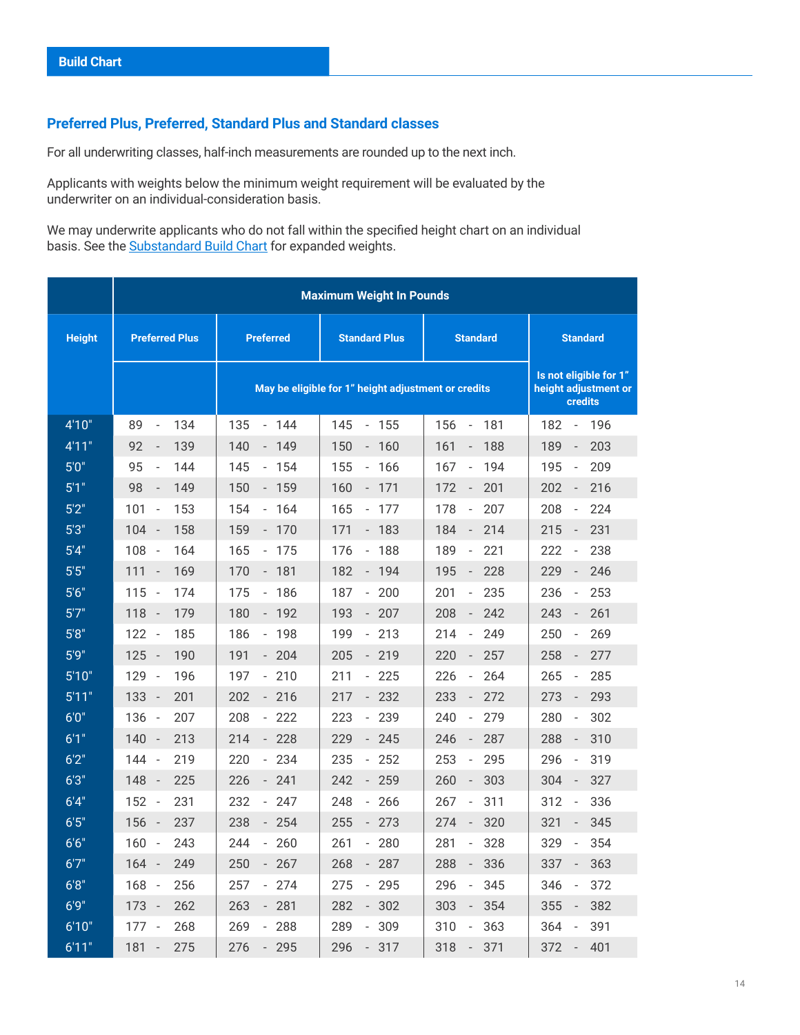## Build Chart

### Preferred Plus, Preferred, Standard Plus and Standard classes

For all underwriting classes, half-inch measurements are rounded up to the next inch.

Applicants with weights below the minimum weight requirement will be evaluated by the underwriter on an individual-consideration basis.

We may underwrite applicants who do not fall within the specified height chart on an individual basis. See the Substandard Build Chart for expanded weights.

| Height | Maximum Weight In Pounds | | | | |
|---|---|---|---|---|---|
| | Preferred Plus | Preferred | Standard Plus | Standard | Standard |
| | | May be eligible for 1" height adjustment or credits | | | Is not eligible for 1" height adjustment or credits |
| 4'10" | 89 - 134 | 135 - 144 | 145 - 155 | 156 - 181 | 182 - 196 |
| 4'11" | 92 - 139 | 140 - 149 | 150 - 160 | 161 - 188 | 189 - 203 |
| 5'0" | 95 - 144 | 145 - 154 | 155 - 166 | 167 - 194 | 195 - 209 |
| 5'1" | 98 - 149 | 150 - 159 | 160 - 171 | 172 - 201 | 202 - 216 |
| 5'2" | 101 - 153 | 154 - 164 | 165 - 177 | 178 - 207 | 208 - 224 |
| 5'3" | 104 - 158 | 159 - 170 | 171 - 183 | 184 - 214 | 215 - 231 |
| 5'4" | 108 - 164 | 165 - 175 | 176 - 188 | 189 - 221 | 222 - 238 |
| 5'5" | 111 - 169 | 170 - 181 | 182 - 194 | 195 - 228 | 229 - 246 |
| 5'6" | 115 - 174 | 175 - 186 | 187 - 200 | 201 - 235 | 236 - 253 |
| 5'7" | 118 - 179 | 180 - 192 | 193 - 207 | 208 - 242 | 243 - 261 |
| 5'8" | 122 - 185 | 186 - 198 | 199 - 213 | 214 - 249 | 250 - 269 |
| 5'9" | 125 - 190 | 191 - 204 | 205 - 219 | 220 - 257 | 258 - 277 |
| 5'10" | 129 - 196 | 197 - 210 | 211 - 225 | 226 - 264 | 265 - 285 |
| 5'11" | 133 - 201 | 202 - 216 | 217 - 232 | 233 - 272 | 273 - 293 |
| 6'0" | 136 - 207 | 208 - 222 | 223 - 239 | 240 - 279 | 280 - 302 |
| 6'1" | 140 - 213 | 214 - 228 | 229 - 245 | 246 - 287 | 288 - 310 |
| 6'2" | 144 - 219 | 220 - 234 | 235 - 252 | 253 - 295 | 296 - 319 |
| 6'3" | 148 - 225 | 226 - 241 | 242 - 259 | 260 - 303 | 304 - 327 |
| 6'4" | 152 - 231 | 232 - 247 | 248 - 266 | 267 - 311 | 312 - 336 |
| 6'5" | 156 - 237 | 238 - 254 | 255 - 273 | 274 - 320 | 321 - 345 |
| 6'6" | 160 - 243 | 244 - 260 | 261 - 280 | 281 - 328 | 329 - 354 |
| 6'7" | 164 - 249 | 250 - 267 | 268 - 287 | 288 - 336 | 337 - 363 |
| 6'8" | 168 - 256 | 257 - 274 | 275 - 295 | 296 - 345 | 346 - 372 |
| 6'9" | 173 - 262 | 263 - 281 | 282 - 302 | 303 - 354 | 355 - 382 |
| 6'10" | 177 - 268 | 269 - 288 | 289 - 309 | 310 - 363 | 364 - 391 |
| 6'11" | 181 - 275 | 276 - 295 | 296 - 317 | 318 - 371 | 372 - 401 |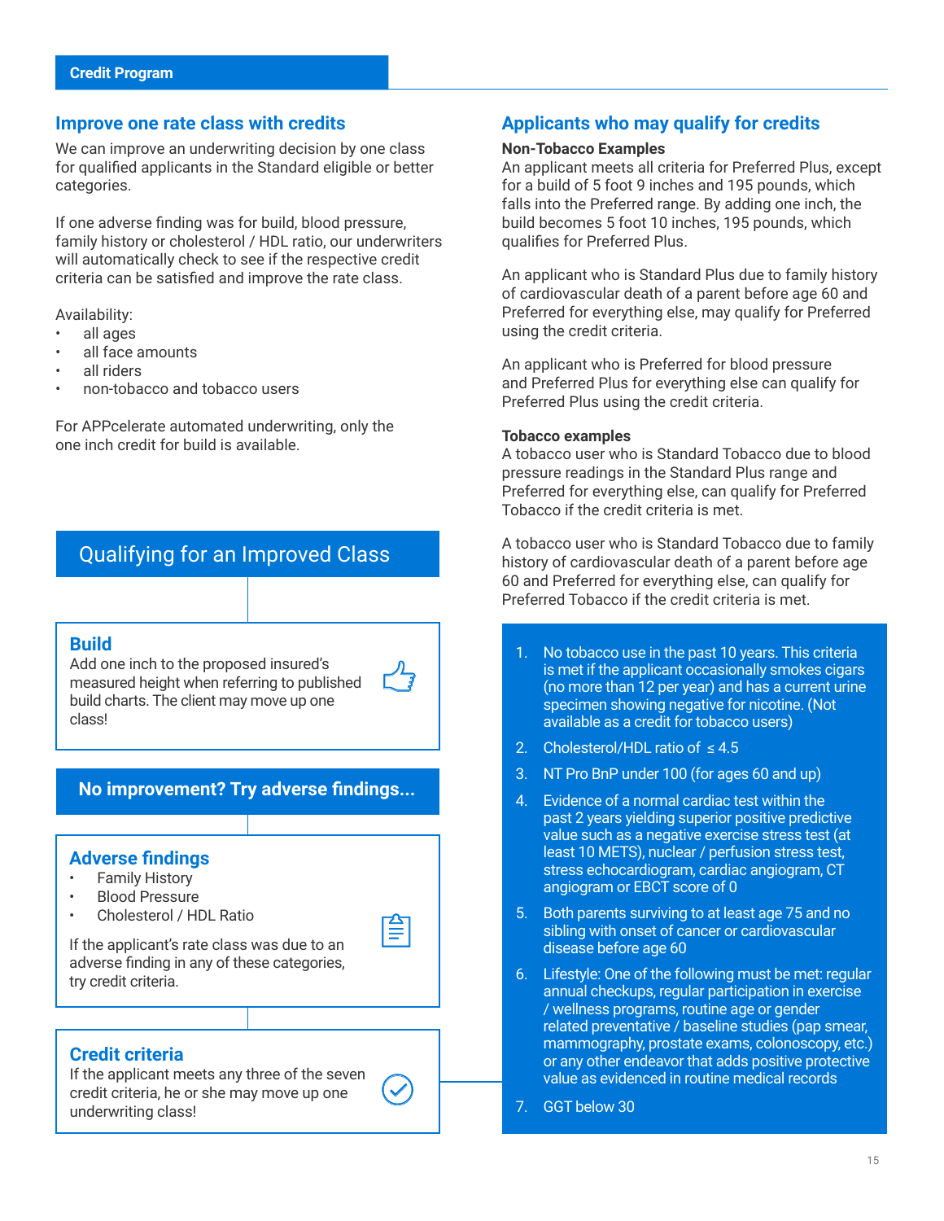Credit Program

## Improve one rate class with credits

We can improve an underwriting decision by one class for qualified applicants in the Standard eligible or better categories.

If one adverse finding was for build, blood pressure, family history or cholesterol / HDL ratio, our underwriters will automatically check to see if the respective credit criteria can be satisfied and improve the rate class.

Availability:

- all ages
- all face amounts
- all riders
- non-tobacco and tobacco users

For APPcelerate automated underwriting, only the one inch credit for build is available.

## Qualifying for an Improved Class

### Build

Add one inch to the proposed insured's measured height when referring to published build charts. The client may move up one class!

### No improvement? Try adverse findings...

### Adverse findings

- Family History
- Blood Pressure
- Cholesterol / HDL Ratio

If the applicant's rate class was due to an adverse finding in any of these categories, try credit criteria.

### Credit criteria

If the applicant meets any three of the seven credit criteria, he or she may move up one underwriting class!

## Applicants who may qualify for credits

**Non-Tobacco Examples**

An applicant meets all criteria for Preferred Plus, except for a build of 5 foot 9 inches and 195 pounds, which falls into the Preferred range. By adding one inch, the build becomes 5 foot 10 inches, 195 pounds, which qualifies for Preferred Plus.

An applicant who is Standard Plus due to family history of cardiovascular death of a parent before age 60 and Preferred for everything else, may qualify for Preferred using the credit criteria.

An applicant who is Preferred for blood pressure and Preferred Plus for everything else can qualify for Preferred Plus using the credit criteria.

**Tobacco examples**

A tobacco user who is Standard Tobacco due to blood pressure readings in the Standard Plus range and Preferred for everything else, can qualify for Preferred Tobacco if the credit criteria is met.

A tobacco user who is Standard Tobacco due to family history of cardiovascular death of a parent before age 60 and Preferred for everything else, can qualify for Preferred Tobacco if the credit criteria is met.

1. No tobacco use in the past 10 years. This criteria is met if the applicant occasionally smokes cigars (no more than 12 per year) and has a current urine specimen showing negative for nicotine. (Not available as a credit for tobacco users)
2. Cholesterol/HDL ratio of ≤ 4.5
3. NT Pro BnP under 100 (for ages 60 and up)
4. Evidence of a normal cardiac test within the past 2 years yielding superior positive predictive value such as a negative exercise stress test (at least 10 METS), nuclear / perfusion stress test, stress echocardiogram, cardiac angiogram, CT angiogram or EBCT score of 0
5. Both parents surviving to at least age 75 and no sibling with onset of cancer or cardiovascular disease before age 60
6. Lifestyle: One of the following must be met: regular annual checkups, regular participation in exercise / wellness programs, routine age or gender related preventative / baseline studies (pap smear, mammography, prostate exams, colonoscopy, etc.) or any other endeavor that adds positive protective value as evidenced in routine medical records
7. GGT below 30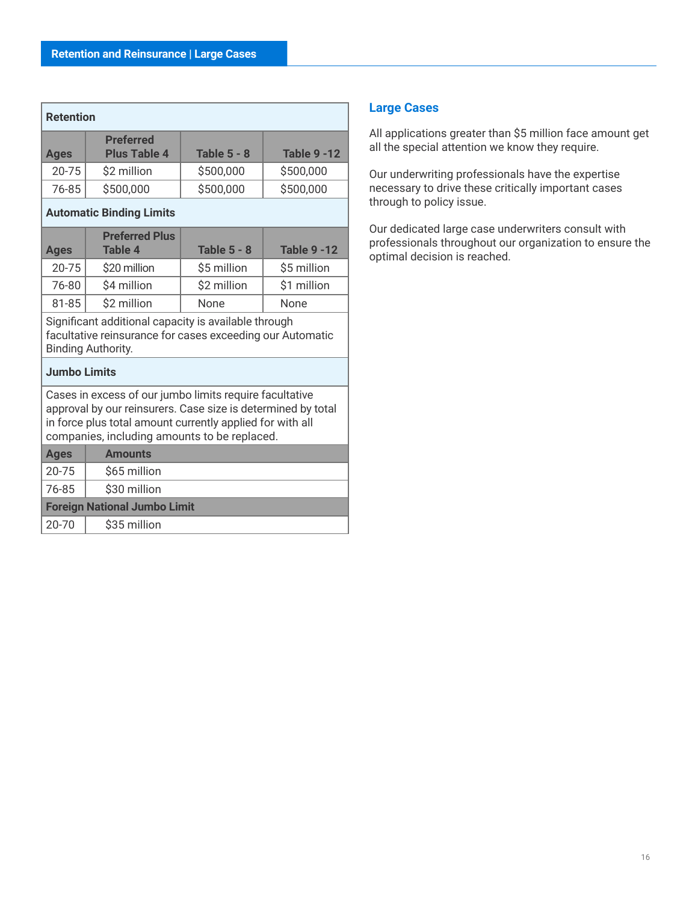## Retention and Reinsurance | Large Cases

**Retention**

| Ages | Preferred Plus Table 4 | Table 5 - 8 | Table 9 -12 |
|---|---|---|---|
| 20-75 | $2 million | $500,000 | $500,000 |
| 76-85 | $500,000 | $500,000 | $500,000 |

**Automatic Binding Limits**

| Ages | Preferred Plus Table 4 | Table 5 - 8 | Table 9 -12 |
|---|---|---|---|
| 20-75 | $20 million | $5 million | $5 million |
| 76-80 | $4 million | $2 million | $1 million |
| 81-85 | $2 million | None | None |

Significant additional capacity is available through facultative reinsurance for cases exceeding our Automatic Binding Authority.

**Jumbo Limits**

Cases in excess of our jumbo limits require facultative approval by our reinsurers. Case size is determined by total in force plus total amount currently applied for with all companies, including amounts to be replaced.

| Ages | Amounts |
|---|---|
| 20-75 | $65 million |
| 76-85 | $30 million |

**Foreign National Jumbo Limit**

| Ages | Amounts |
|---|---|
| 20-70 | $35 million |

### Large Cases

All applications greater than $5 million face amount get all the special attention we know they require.

Our underwriting professionals have the expertise necessary to drive these critically important cases through to policy issue.

Our dedicated large case underwriters consult with professionals throughout our organization to ensure the optimal decision is reached.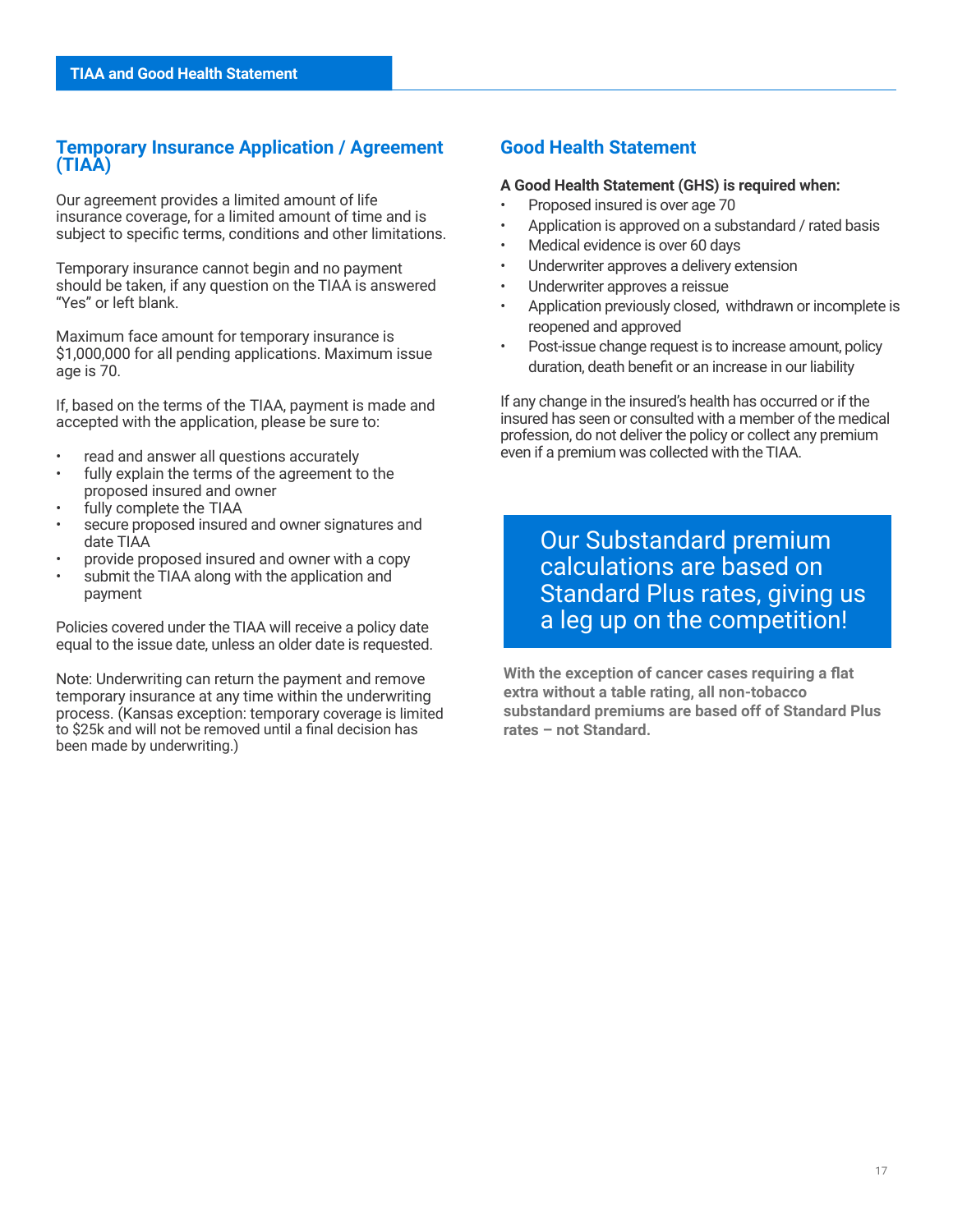## Temporary Insurance Application / Agreement (TIAA)

Our agreement provides a limited amount of life insurance coverage, for a limited amount of time and is subject to specific terms, conditions and other limitations.

Temporary insurance cannot begin and no payment should be taken, if any question on the TIAA is answered "Yes" or left blank.

Maximum face amount for temporary insurance is $1,000,000 for all pending applications. Maximum issue age is 70.

If, based on the terms of the TIAA, payment is made and accepted with the application, please be sure to:

- read and answer all questions accurately
- fully explain the terms of the agreement to the proposed insured and owner
- fully complete the TIAA
- secure proposed insured and owner signatures and date TIAA
- provide proposed insured and owner with a copy
- submit the TIAA along with the application and payment

Policies covered under the TIAA will receive a policy date equal to the issue date, unless an older date is requested.

Note: Underwriting can return the payment and remove temporary insurance at any time within the underwriting process. (Kansas exception: temporary coverage is limited to $25k and will not be removed until a final decision has been made by underwriting.)

## Good Health Statement

**A Good Health Statement (GHS) is required when:**

- Proposed insured is over age 70
- Application is approved on a substandard / rated basis
- Medical evidence is over 60 days
- Underwriter approves a delivery extension
- Underwriter approves a reissue
- Application previously closed, withdrawn or incomplete is reopened and approved
- Post-issue change request is to increase amount, policy duration, death benefit or an increase in our liability

If any change in the insured's health has occurred or if the insured has seen or consulted with a member of the medical profession, do not deliver the policy or collect any premium even if a premium was collected with the TIAA.

Our Substandard premium calculations are based on Standard Plus rates, giving us a leg up on the competition!

**With the exception of cancer cases requiring a flat extra without a table rating, all non-tobacco substandard premiums are based off of Standard Plus rates – not Standard.**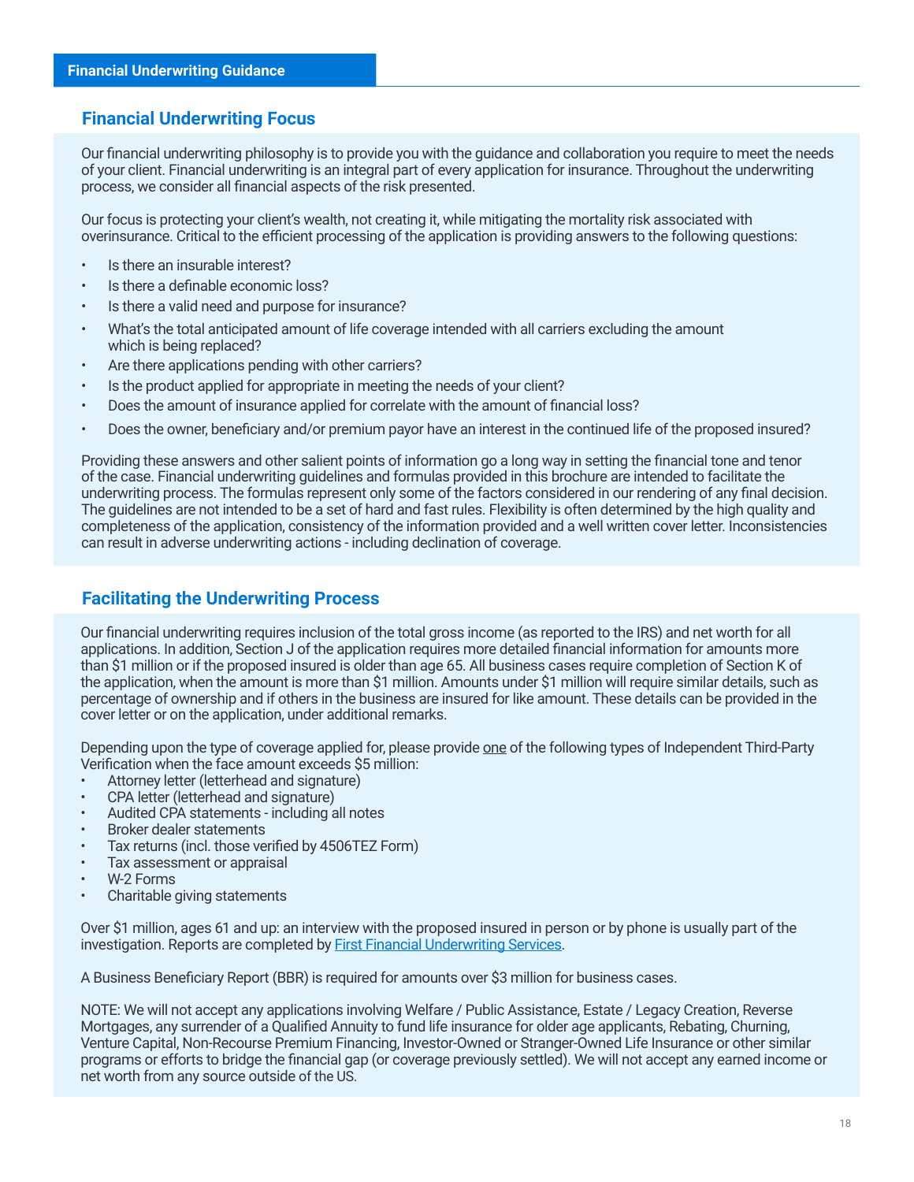## Financial Underwriting Guidance

### Financial Underwriting Focus

Our financial underwriting philosophy is to provide you with the guidance and collaboration you require to meet the needs of your client. Financial underwriting is an integral part of every application for insurance. Throughout the underwriting process, we consider all financial aspects of the risk presented.

Our focus is protecting your client's wealth, not creating it, while mitigating the mortality risk associated with overinsurance. Critical to the efficient processing of the application is providing answers to the following questions:

- Is there an insurable interest?
- Is there a definable economic loss?
- Is there a valid need and purpose for insurance?
- What's the total anticipated amount of life coverage intended with all carriers excluding the amount which is being replaced?
- Are there applications pending with other carriers?
- Is the product applied for appropriate in meeting the needs of your client?
- Does the amount of insurance applied for correlate with the amount of financial loss?
- Does the owner, beneficiary and/or premium payor have an interest in the continued life of the proposed insured?

Providing these answers and other salient points of information go a long way in setting the financial tone and tenor of the case. Financial underwriting guidelines and formulas provided in this brochure are intended to facilitate the underwriting process. The formulas represent only some of the factors considered in our rendering of any final decision. The guidelines are not intended to be a set of hard and fast rules. Flexibility is often determined by the high quality and completeness of the application, consistency of the information provided and a well written cover letter. Inconsistencies can result in adverse underwriting actions - including declination of coverage.

### Facilitating the Underwriting Process

Our financial underwriting requires inclusion of the total gross income (as reported to the IRS) and net worth for all applications. In addition, Section J of the application requires more detailed financial information for amounts more than $1 million or if the proposed insured is older than age 65. All business cases require completion of Section K of the application, when the amount is more than $1 million. Amounts under $1 million will require similar details, such as percentage of ownership and if others in the business are insured for like amount. These details can be provided in the cover letter or on the application, under additional remarks.

Depending upon the type of coverage applied for, please provide <u>one</u> of the following types of Independent Third-Party Verification when the face amount exceeds $5 million:

- Attorney letter (letterhead and signature)
- CPA letter (letterhead and signature)
- Audited CPA statements - including all notes
- Broker dealer statements
- Tax returns (incl. those verified by 4506TEZ Form)
- Tax assessment or appraisal
- W-2 Forms
- Charitable giving statements

Over $1 million, ages 61 and up: an interview with the proposed insured in person or by phone is usually part of the investigation. Reports are completed by First Financial Underwriting Services.

A Business Beneficiary Report (BBR) is required for amounts over $3 million for business cases.

NOTE: We will not accept any applications involving Welfare / Public Assistance, Estate / Legacy Creation, Reverse Mortgages, any surrender of a Qualified Annuity to fund life insurance for older age applicants, Rebating, Churning, Venture Capital, Non-Recourse Premium Financing, Investor-Owned or Stranger-Owned Life Insurance or other similar programs or efforts to bridge the financial gap (or coverage previously settled). We will not accept any earned income or net worth from any source outside of the US.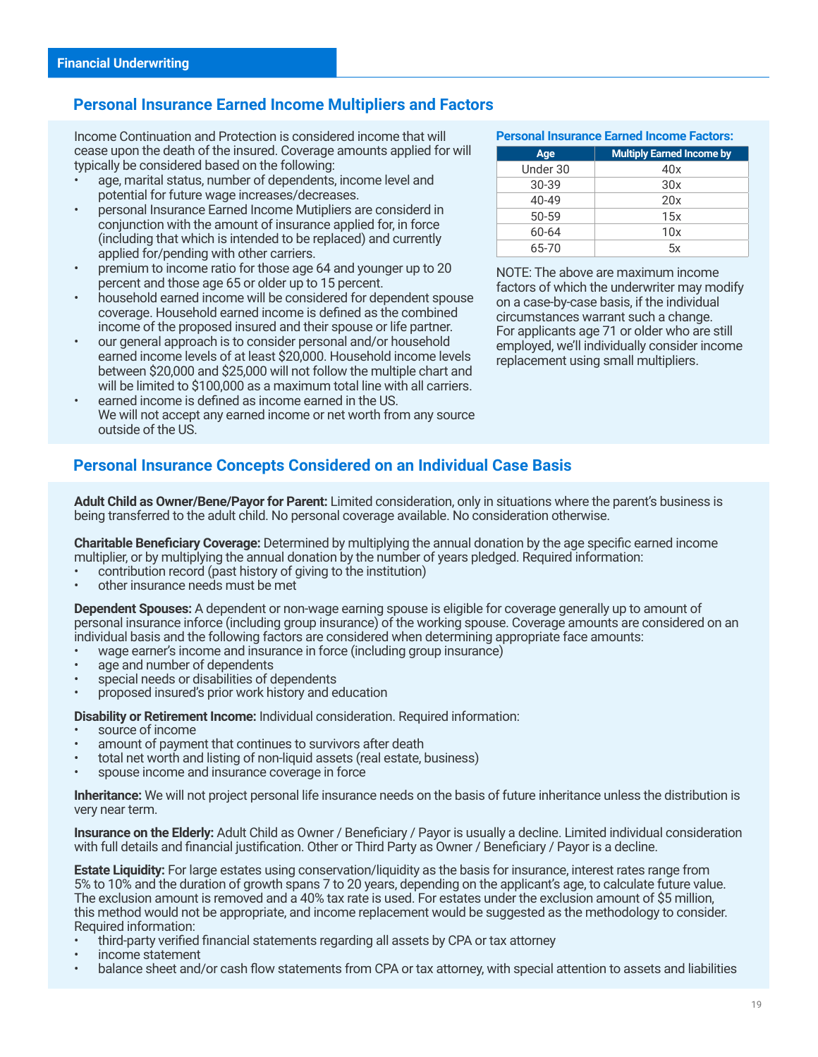## Financial Underwriting

### Personal Insurance Earned Income Multipliers and Factors

Income Continuation and Protection is considered income that will cease upon the death of the insured. Coverage amounts applied for will typically be considered based on the following:

- age, marital status, number of dependents, income level and potential for future wage increases/decreases.
- personal Insurance Earned Income Mutipliers are considerd in conjunction with the amount of insurance applied for, in force (including that which is intended to be replaced) and currently applied for/pending with other carriers.
- premium to income ratio for those age 64 and younger up to 20 percent and those age 65 or older up to 15 percent.
- household earned income will be considered for dependent spouse coverage. Household earned income is defined as the combined income of the proposed insured and their spouse or life partner.
- our general approach is to consider personal and/or household earned income levels of at least $20,000. Household income levels between $20,000 and $25,000 will not follow the multiple chart and will be limited to $100,000 as a maximum total line with all carriers.
- earned income is defined as income earned in the US. We will not accept any earned income or net worth from any source outside of the US.

**Personal Insurance Earned Income Factors:**

| Age | Multiply Earned Income by |
|---|---|
| Under 30 | 40x |
| 30-39 | 30x |
| 40-49 | 20x |
| 50-59 | 15x |
| 60-64 | 10x |
| 65-70 | 5x |

NOTE: The above are maximum income factors of which the underwriter may modify on a case-by-case basis, if the individual circumstances warrant such a change. For applicants age 71 or older who are still employed, we'll individually consider income replacement using small multipliers.

### Personal Insurance Concepts Considered on an Individual Case Basis

**Adult Child as Owner/Bene/Payor for Parent:** Limited consideration, only in situations where the parent's business is being transferred to the adult child. No personal coverage available. No consideration otherwise.

**Charitable Beneficiary Coverage:** Determined by multiplying the annual donation by the age specific earned income multiplier, or by multiplying the annual donation by the number of years pledged. Required information:

- contribution record (past history of giving to the institution)
- other insurance needs must be met

**Dependent Spouses:** A dependent or non-wage earning spouse is eligible for coverage generally up to amount of personal insurance inforce (including group insurance) of the working spouse. Coverage amounts are considered on an individual basis and the following factors are considered when determining appropriate face amounts:

- wage earner's income and insurance in force (including group insurance)
- age and number of dependents
- special needs or disabilities of dependents
- proposed insured's prior work history and education

**Disability or Retirement Income:** Individual consideration. Required information:

- source of income
- amount of payment that continues to survivors after death
- total net worth and listing of non-liquid assets (real estate, business)
- spouse income and insurance coverage in force

**Inheritance:** We will not project personal life insurance needs on the basis of future inheritance unless the distribution is very near term.

**Insurance on the Elderly:** Adult Child as Owner / Beneficiary / Payor is usually a decline. Limited individual consideration with full details and financial justification. Other or Third Party as Owner / Beneficiary / Payor is a decline.

**Estate Liquidity:** For large estates using conservation/liquidity as the basis for insurance, interest rates range from 5% to 10% and the duration of growth spans 7 to 20 years, depending on the applicant's age, to calculate future value. The exclusion amount is removed and a 40% tax rate is used. For estates under the exclusion amount of $5 million, this method would not be appropriate, and income replacement would be suggested as the methodology to consider. Required information:

- third-party verified financial statements regarding all assets by CPA or tax attorney
- income statement
- balance sheet and/or cash flow statements from CPA or tax attorney, with special attention to assets and liabilities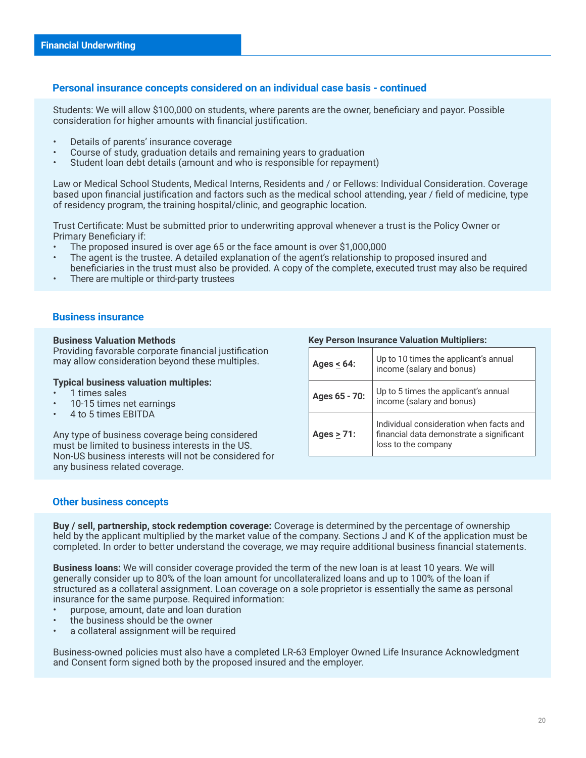## Financial Underwriting

### Personal insurance concepts considered on an individual case basis - continued

Students: We will allow $100,000 on students, where parents are the owner, beneficiary and payor. Possible consideration for higher amounts with financial justification.

- Details of parents' insurance coverage
- Course of study, graduation details and remaining years to graduation
- Student loan debt details (amount and who is responsible for repayment)

Law or Medical School Students, Medical Interns, Residents and / or Fellows: Individual Consideration. Coverage based upon financial justification and factors such as the medical school attending, year / field of medicine, type of residency program, the training hospital/clinic, and geographic location.

Trust Certificate: Must be submitted prior to underwriting approval whenever a trust is the Policy Owner or Primary Beneficiary if:

- The proposed insured is over age 65 or the face amount is over $1,000,000
- The agent is the trustee. A detailed explanation of the agent's relationship to proposed insured and beneficiaries in the trust must also be provided. A copy of the complete, executed trust may also be required
- There are multiple or third-party trustees

### Business insurance

**Business Valuation Methods**
Providing favorable corporate financial justification may allow consideration beyond these multiples.

**Typical business valuation multiples:**

- 1 times sales
- 10-15 times net earnings
- 4 to 5 times EBITDA

Any type of business coverage being considered must be limited to business interests in the US. Non-US business interests will not be considered for any business related coverage.

**Key Person Insurance Valuation Multipliers:**

| Ages | Multiplier |
|---|---|
| **Ages ≤ 64:** | Up to 10 times the applicant's annual income (salary and bonus) |
| **Ages 65 - 70:** | Up to 5 times the applicant's annual income (salary and bonus) |
| **Ages ≥ 71:** | Individual consideration when facts and financial data demonstrate a significant loss to the company |

### Other business concepts

**Buy / sell, partnership, stock redemption coverage:** Coverage is determined by the percentage of ownership held by the applicant multiplied by the market value of the company. Sections J and K of the application must be completed. In order to better understand the coverage, we may require additional business financial statements.

**Business loans:** We will consider coverage provided the term of the new loan is at least 10 years. We will generally consider up to 80% of the loan amount for uncollateralized loans and up to 100% of the loan if structured as a collateral assignment. Loan coverage on a sole proprietor is essentially the same as personal insurance for the same purpose. Required information:

- purpose, amount, date and loan duration
- the business should be the owner
- a collateral assignment will be required

Business-owned policies must also have a completed LR-63 Employer Owned Life Insurance Acknowledgment and Consent form signed both by the proposed insured and the employer.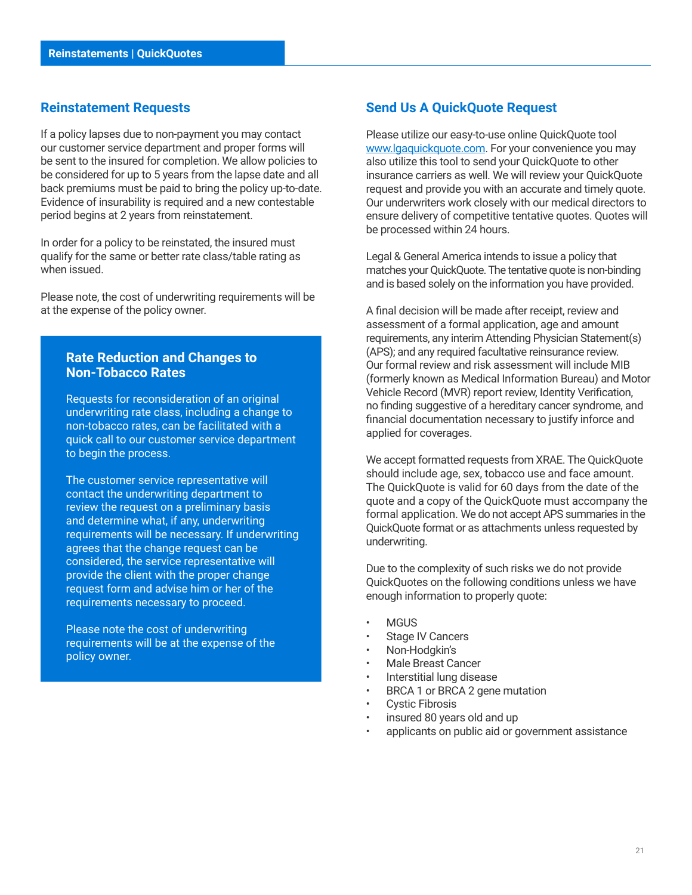## Reinstatement Requests

If a policy lapses due to non-payment you may contact our customer service department and proper forms will be sent to the insured for completion. We allow policies to be considered for up to 5 years from the lapse date and all back premiums must be paid to bring the policy up-to-date. Evidence of insurability is required and a new contestable period begins at 2 years from reinstatement.

In order for a policy to be reinstated, the insured must qualify for the same or better rate class/table rating as when issued.

Please note, the cost of underwriting requirements will be at the expense of the policy owner.

### Rate Reduction and Changes to Non-Tobacco Rates

Requests for reconsideration of an original underwriting rate class, including a change to non-tobacco rates, can be facilitated with a quick call to our customer service department to begin the process.

The customer service representative will contact the underwriting department to review the request on a preliminary basis and determine what, if any, underwriting requirements will be necessary. If underwriting agrees that the change request can be considered, the service representative will provide the client with the proper change request form and advise him or her of the requirements necessary to proceed.

Please note the cost of underwriting requirements will be at the expense of the policy owner.

## Send Us A QuickQuote Request

Please utilize our easy-to-use online QuickQuote tool www.lgaquickquote.com. For your convenience you may also utilize this tool to send your QuickQuote to other insurance carriers as well. We will review your QuickQuote request and provide you with an accurate and timely quote. Our underwriters work closely with our medical directors to ensure delivery of competitive tentative quotes. Quotes will be processed within 24 hours.

Legal & General America intends to issue a policy that matches your QuickQuote. The tentative quote is non-binding and is based solely on the information you have provided.

A final decision will be made after receipt, review and assessment of a formal application, age and amount requirements, any interim Attending Physician Statement(s) (APS); and any required facultative reinsurance review. Our formal review and risk assessment will include MIB (formerly known as Medical Information Bureau) and Motor Vehicle Record (MVR) report review, Identity Verification, no finding suggestive of a hereditary cancer syndrome, and financial documentation necessary to justify inforce and applied for coverages.

We accept formatted requests from XRAE. The QuickQuote should include age, sex, tobacco use and face amount. The QuickQuote is valid for 60 days from the date of the quote and a copy of the QuickQuote must accompany the formal application. We do not accept APS summaries in the QuickQuote format or as attachments unless requested by underwriting.

Due to the complexity of such risks we do not provide QuickQuotes on the following conditions unless we have enough information to properly quote:

- MGUS
- Stage IV Cancers
- Non-Hodgkin's
- Male Breast Cancer
- Interstitial lung disease
- BRCA 1 or BRCA 2 gene mutation
- Cystic Fibrosis
- insured 80 years old and up
- applicants on public aid or government assistance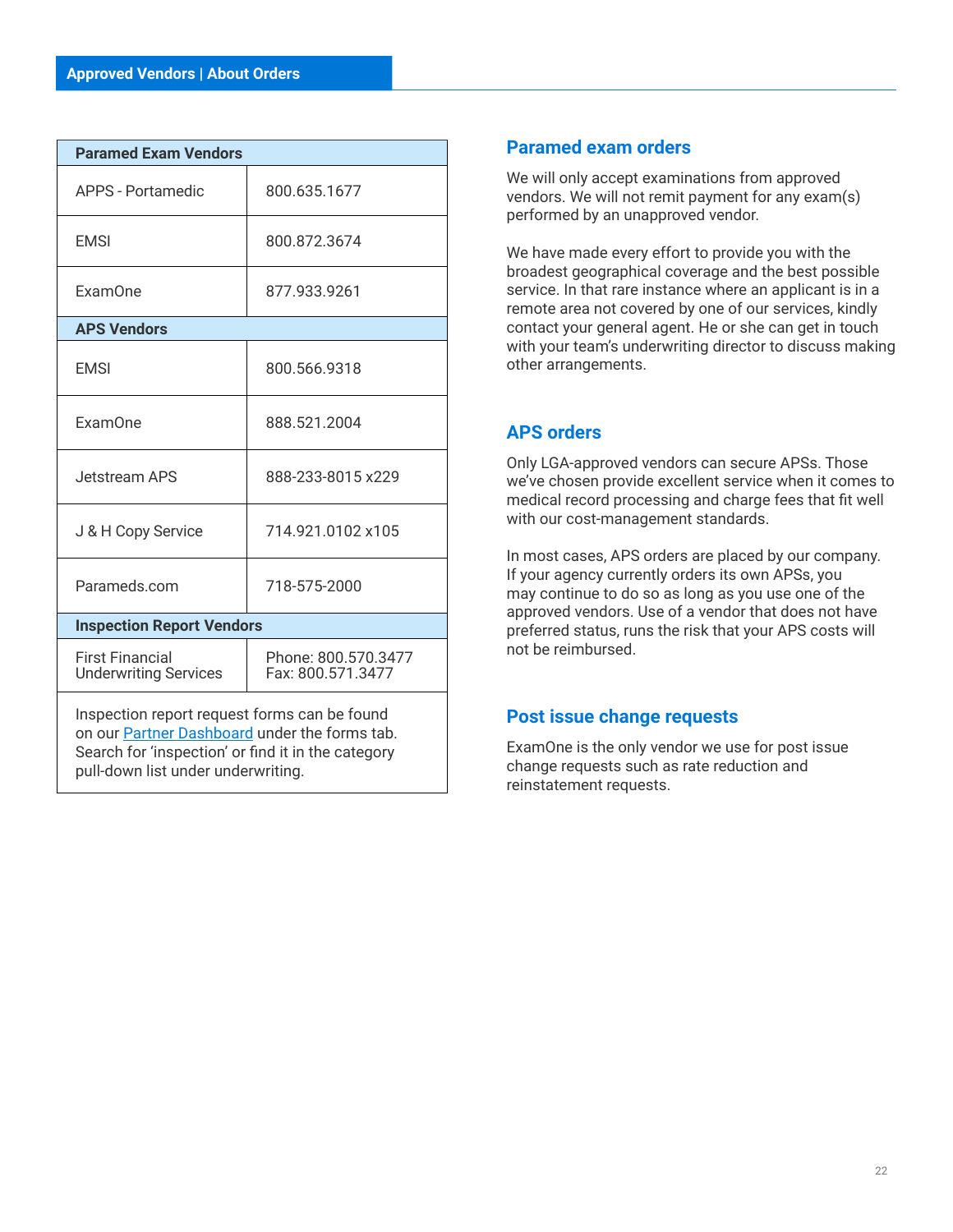## Approved Vendors | About Orders

| Paramed Exam Vendors | |
|---|---|
| APPS - Portamedic | 800.635.1677 |
| EMSI | 800.872.3674 |
| ExamOne | 877.933.9261 |
| **APS Vendors** | |
| EMSI | 800.566.9318 |
| ExamOne | 888.521.2004 |
| Jetstream APS | 888-233-8015 x229 |
| J & H Copy Service | 714.921.0102 x105 |
| Parameds.com | 718-575-2000 |
| **Inspection Report Vendors** | |
| First Financial Underwriting Services | Phone: 800.570.3477<br>Fax: 800.571.3477 |
| Inspection report request forms can be found on our Partner Dashboard under the forms tab. Search for 'inspection' or find it in the category pull-down list under underwriting. | |

### Paramed exam orders

We will only accept examinations from approved vendors. We will not remit payment for any exam(s) performed by an unapproved vendor.

We have made every effort to provide you with the broadest geographical coverage and the best possible service. In that rare instance where an applicant is in a remote area not covered by one of our services, kindly contact your general agent. He or she can get in touch with your team's underwriting director to discuss making other arrangements.

### APS orders

Only LGA-approved vendors can secure APSs. Those we've chosen provide excellent service when it comes to medical record processing and charge fees that fit well with our cost-management standards.

In most cases, APS orders are placed by our company. If your agency currently orders its own APSs, you may continue to do so as long as you use one of the approved vendors. Use of a vendor that does not have preferred status, runs the risk that your APS costs will not be reimbursed.

### Post issue change requests

ExamOne is the only vendor we use for post issue change requests such as rate reduction and reinstatement requests.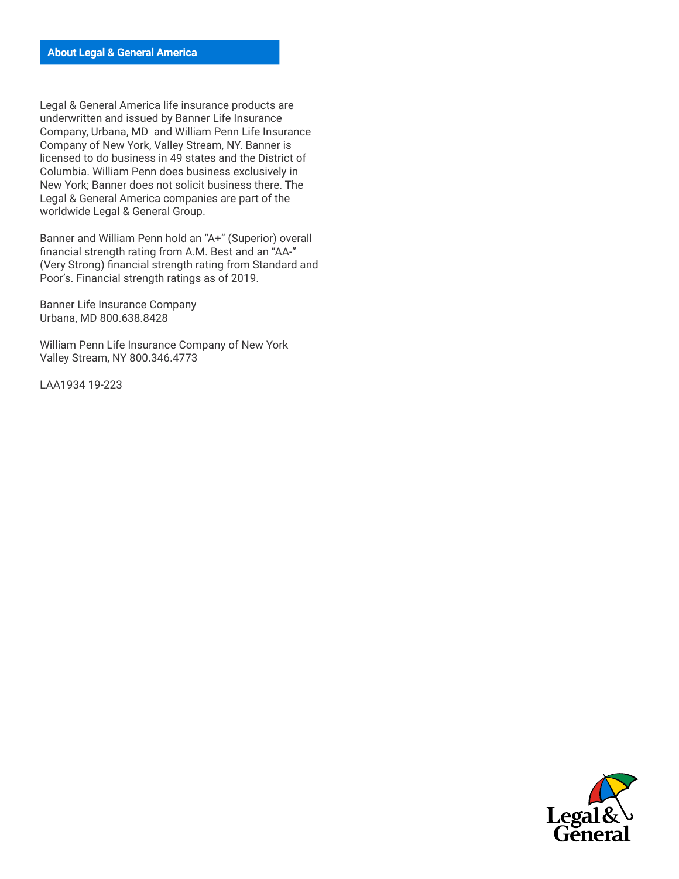## About Legal & General America

Legal & General America life insurance products are underwritten and issued by Banner Life Insurance Company, Urbana, MD and William Penn Life Insurance Company of New York, Valley Stream, NY. Banner is licensed to do business in 49 states and the District of Columbia. William Penn does business exclusively in New York; Banner does not solicit business there. The Legal & General America companies are part of the worldwide Legal & General Group.

Banner and William Penn hold an "A+" (Superior) overall financial strength rating from A.M. Best and an "AA-" (Very Strong) financial strength rating from Standard and Poor's. Financial strength ratings as of 2019.

Banner Life Insurance Company
Urbana, MD 800.638.8428

William Penn Life Insurance Company of New York
Valley Stream, NY 800.346.4773

LAA1934 19-223

Legal & General